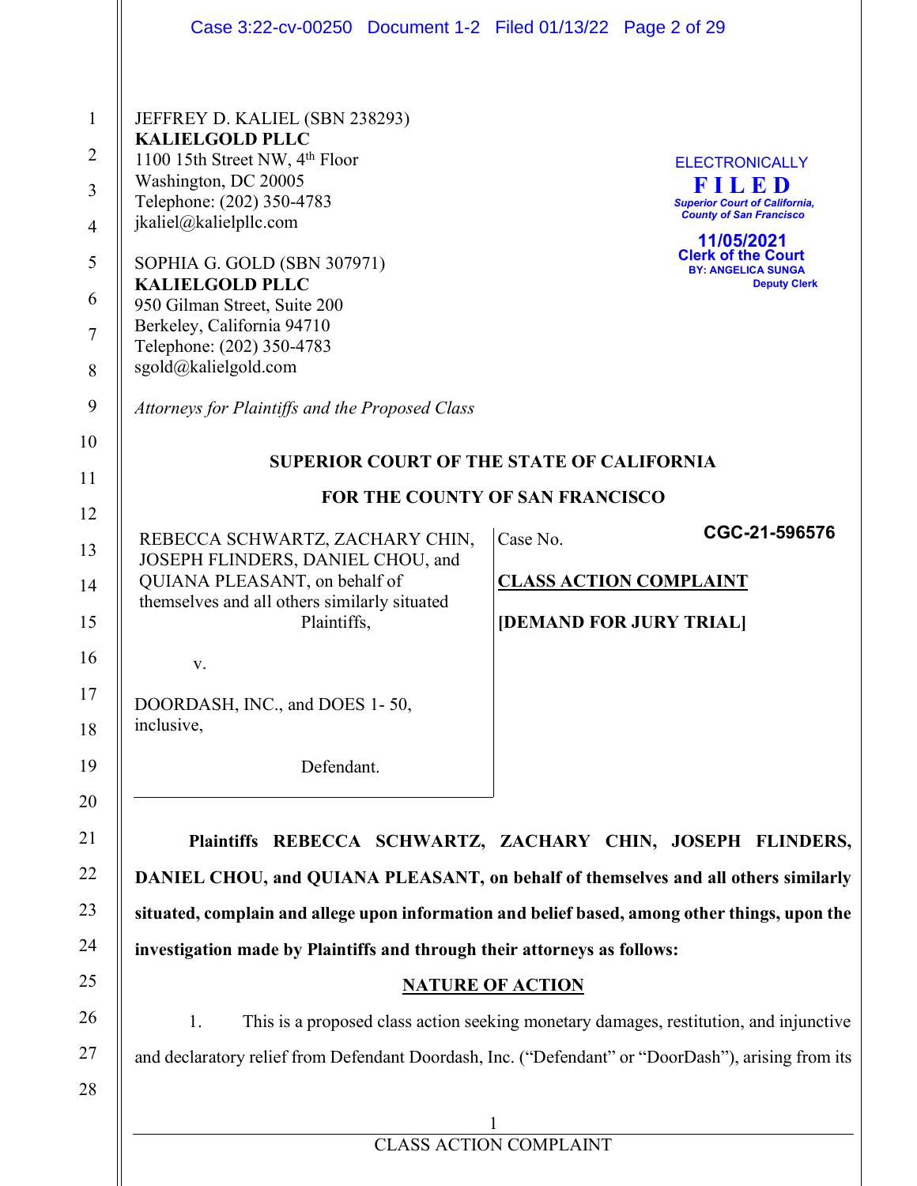JEFFREY D. KALIEL (SBN 238293)
**KALIELGOLD PLLC**
1100 15th Street NW, 4th Floor
Washington, DC 20005
Telephone: (202) 350-4783
jkaliel@kalielpllc.com

SOPHIA G. GOLD (SBN 307971)
**KALIELGOLD PLLC**
950 Gilman Street, Suite 200
Berkeley, California 94710
Telephone: (202) 350-4783
sgold@kalielgold.com

*Attorneys for Plaintiffs and the Proposed Class*

ELECTRONICALLY
**FILED**
*Superior Court of California, County of San Francisco*
**11/05/2021**
**Clerk of the Court**
BY: ANGELICA SUNGA
Deputy Clerk

**SUPERIOR COURT OF THE STATE OF CALIFORNIA**

**FOR THE COUNTY OF SAN FRANCISCO**

| | |
|---|---|
| REBECCA SCHWARTZ, ZACHARY CHIN, JOSEPH FLINDERS, DANIEL CHOU, and QUIANA PLEASANT, on behalf of themselves and all others similarly situated<br>Plaintiffs,<br><br>v.<br><br>DOORDASH, INC., and DOES 1- 50, inclusive,<br><br>Defendant. | Case No. **CGC-21-596576**<br><br>**CLASS ACTION COMPLAINT**<br><br>**[DEMAND FOR JURY TRIAL]** |

**Plaintiffs REBECCA SCHWARTZ, ZACHARY CHIN, JOSEPH FLINDERS, DANIEL CHOU, and QUIANA PLEASANT, on behalf of themselves and all others similarly situated, complain and allege upon information and belief based, among other things, upon the investigation made by Plaintiffs and through their attorneys as follows:**

## NATURE OF ACTION

1. This is a proposed class action seeking monetary damages, restitution, and injunctive and declaratory relief from Defendant Doordash, Inc. ("Defendant" or "DoorDash"), arising from its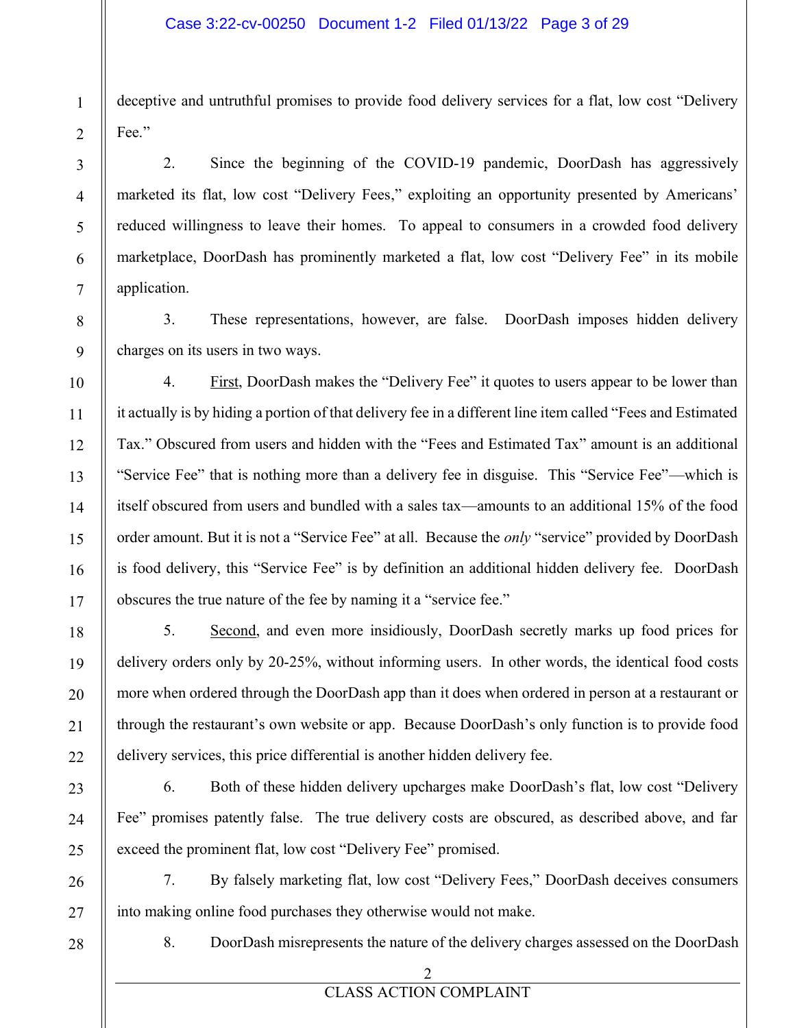deceptive and untruthful promises to provide food delivery services for a flat, low cost "Delivery Fee."

2. Since the beginning of the COVID-19 pandemic, DoorDash has aggressively marketed its flat, low cost "Delivery Fees," exploiting an opportunity presented by Americans' reduced willingness to leave their homes. To appeal to consumers in a crowded food delivery marketplace, DoorDash has prominently marketed a flat, low cost "Delivery Fee" in its mobile application.

3. These representations, however, are false. DoorDash imposes hidden delivery charges on its users in two ways.

4. First, DoorDash makes the "Delivery Fee" it quotes to users appear to be lower than it actually is by hiding a portion of that delivery fee in a different line item called "Fees and Estimated Tax." Obscured from users and hidden with the "Fees and Estimated Tax" amount is an additional "Service Fee" that is nothing more than a delivery fee in disguise. This "Service Fee"—which is itself obscured from users and bundled with a sales tax—amounts to an additional 15% of the food order amount. But it is not a "Service Fee" at all. Because the *only* "service" provided by DoorDash is food delivery, this "Service Fee" is by definition an additional hidden delivery fee. DoorDash obscures the true nature of the fee by naming it a "service fee."

5. Second, and even more insidiously, DoorDash secretly marks up food prices for delivery orders only by 20-25%, without informing users. In other words, the identical food costs more when ordered through the DoorDash app than it does when ordered in person at a restaurant or through the restaurant's own website or app. Because DoorDash's only function is to provide food delivery services, this price differential is another hidden delivery fee.

6. Both of these hidden delivery upcharges make DoorDash's flat, low cost "Delivery Fee" promises patently false. The true delivery costs are obscured, as described above, and far exceed the prominent flat, low cost "Delivery Fee" promised.

7. By falsely marketing flat, low cost "Delivery Fees," DoorDash deceives consumers into making online food purchases they otherwise would not make.

8. DoorDash misrepresents the nature of the delivery charges assessed on the DoorDash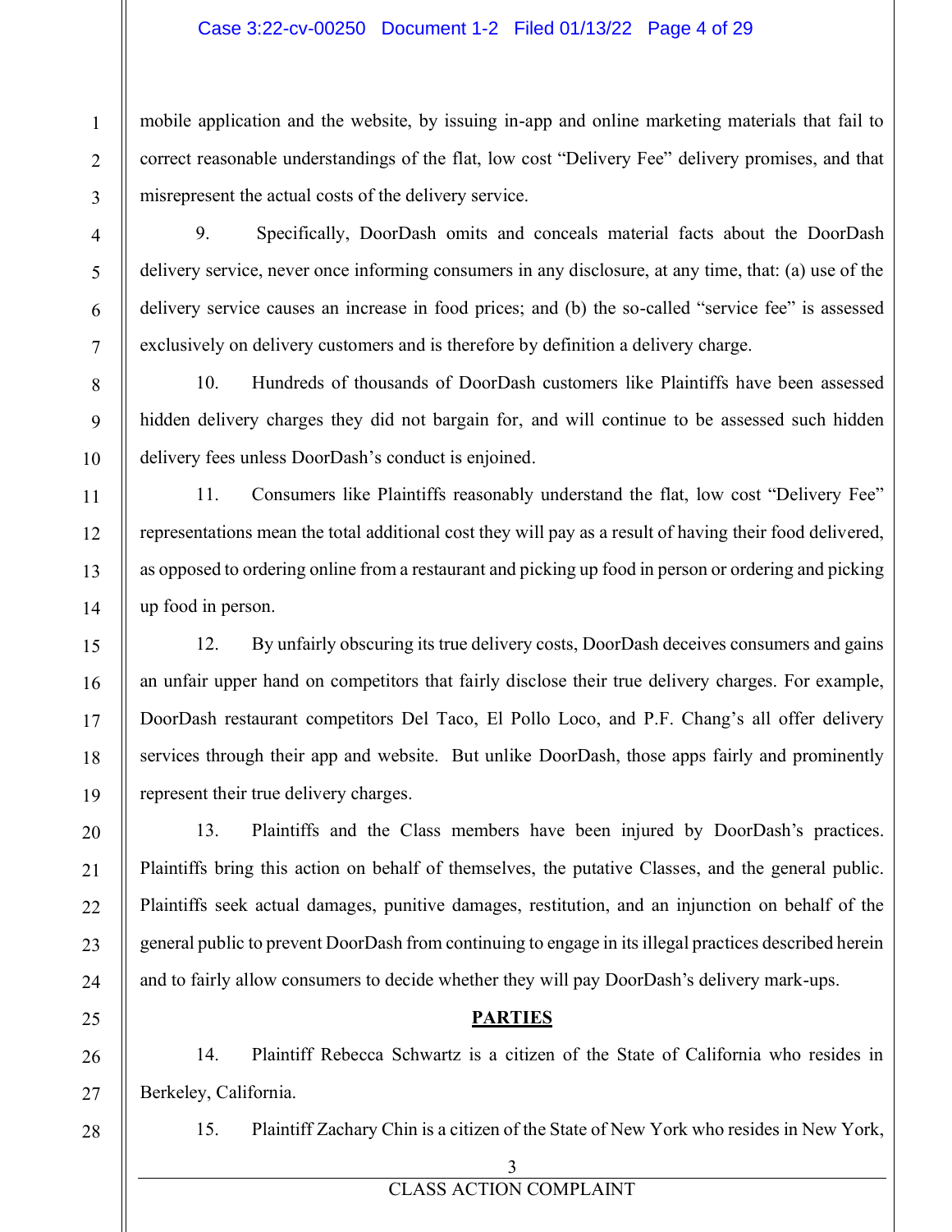mobile application and the website, by issuing in-app and online marketing materials that fail to correct reasonable understandings of the flat, low cost "Delivery Fee" delivery promises, and that misrepresent the actual costs of the delivery service.

9. Specifically, DoorDash omits and conceals material facts about the DoorDash delivery service, never once informing consumers in any disclosure, at any time, that: (a) use of the delivery service causes an increase in food prices; and (b) the so-called "service fee" is assessed exclusively on delivery customers and is therefore by definition a delivery charge.

10. Hundreds of thousands of DoorDash customers like Plaintiffs have been assessed hidden delivery charges they did not bargain for, and will continue to be assessed such hidden delivery fees unless DoorDash's conduct is enjoined.

11. Consumers like Plaintiffs reasonably understand the flat, low cost "Delivery Fee" representations mean the total additional cost they will pay as a result of having their food delivered, as opposed to ordering online from a restaurant and picking up food in person or ordering and picking up food in person.

12. By unfairly obscuring its true delivery costs, DoorDash deceives consumers and gains an unfair upper hand on competitors that fairly disclose their true delivery charges. For example, DoorDash restaurant competitors Del Taco, El Pollo Loco, and P.F. Chang's all offer delivery services through their app and website. But unlike DoorDash, those apps fairly and prominently represent their true delivery charges.

13. Plaintiffs and the Class members have been injured by DoorDash's practices. Plaintiffs bring this action on behalf of themselves, the putative Classes, and the general public. Plaintiffs seek actual damages, punitive damages, restitution, and an injunction on behalf of the general public to prevent DoorDash from continuing to engage in its illegal practices described herein and to fairly allow consumers to decide whether they will pay DoorDash's delivery mark-ups.

## PARTIES

14. Plaintiff Rebecca Schwartz is a citizen of the State of California who resides in Berkeley, California.

15. Plaintiff Zachary Chin is a citizen of the State of New York who resides in New York,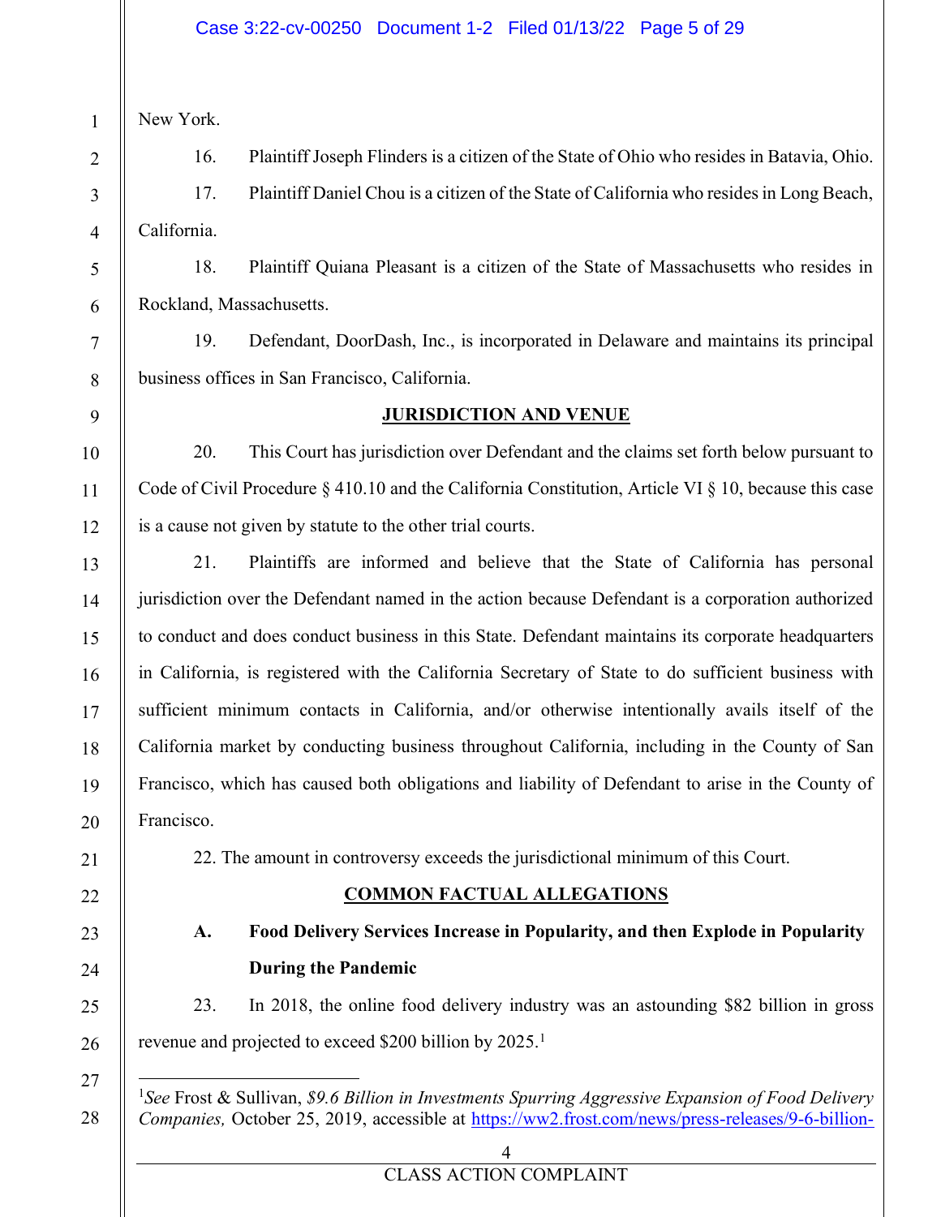New York.

16. Plaintiff Joseph Flinders is a citizen of the State of Ohio who resides in Batavia, Ohio.

17. Plaintiff Daniel Chou is a citizen of the State of California who resides in Long Beach, California.

18. Plaintiff Quiana Pleasant is a citizen of the State of Massachusetts who resides in Rockland, Massachusetts.

19. Defendant, DoorDash, Inc., is incorporated in Delaware and maintains its principal business offices in San Francisco, California.

**JURISDICTION AND VENUE**

20. This Court has jurisdiction over Defendant and the claims set forth below pursuant to Code of Civil Procedure § 410.10 and the California Constitution, Article VI § 10, because this case is a cause not given by statute to the other trial courts.

21. Plaintiffs are informed and believe that the State of California has personal jurisdiction over the Defendant named in the action because Defendant is a corporation authorized to conduct and does conduct business in this State. Defendant maintains its corporate headquarters in California, is registered with the California Secretary of State to do sufficient business with sufficient minimum contacts in California, and/or otherwise intentionally avails itself of the California market by conducting business throughout California, including in the County of San Francisco, which has caused both obligations and liability of Defendant to arise in the County of Francisco.

22. The amount in controversy exceeds the jurisdictional minimum of this Court.

**COMMON FACTUAL ALLEGATIONS**

**A. Food Delivery Services Increase in Popularity, and then Explode in Popularity During the Pandemic**

23. In 2018, the online food delivery industry was an astounding $82 billion in gross revenue and projected to exceed $200 billion by 2025.[1]

---

[1]*See* Frost & Sullivan, *$9.6 Billion in Investments Spurring Aggressive Expansion of Food Delivery Companies,* October 25, 2019, accessible at https://ww2.frost.com/news/press-releases/9-6-billion-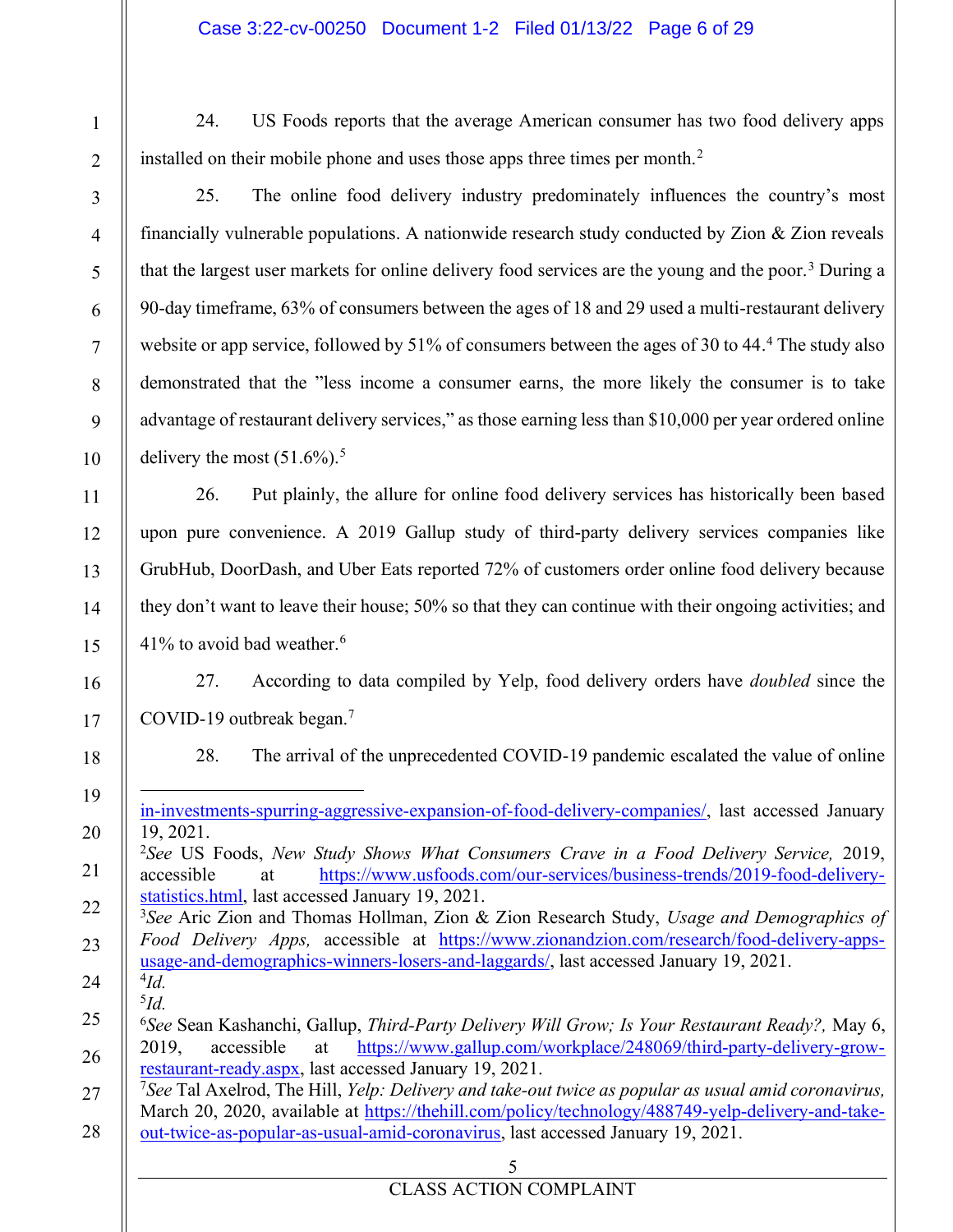24. US Foods reports that the average American consumer has two food delivery apps installed on their mobile phone and uses those apps three times per month.[2]

25. The online food delivery industry predominately influences the country's most financially vulnerable populations. A nationwide research study conducted by Zion & Zion reveals that the largest user markets for online delivery food services are the young and the poor.[3] During a 90-day timeframe, 63% of consumers between the ages of 18 and 29 used a multi-restaurant delivery website or app service, followed by 51% of consumers between the ages of 30 to 44.[4] The study also demonstrated that the "less income a consumer earns, the more likely the consumer is to take advantage of restaurant delivery services," as those earning less than $10,000 per year ordered online delivery the most (51.6%).[5]

26. Put plainly, the allure for online food delivery services has historically been based upon pure convenience. A 2019 Gallup study of third-party delivery services companies like GrubHub, DoorDash, and Uber Eats reported 72% of customers order online food delivery because they don't want to leave their house; 50% so that they can continue with their ongoing activities; and 41% to avoid bad weather.[6]

27. According to data compiled by Yelp, food delivery orders have *doubled* since the COVID-19 outbreak began.[7]

28. The arrival of the unprecedented COVID-19 pandemic escalated the value of online

---

in-investments-spurring-aggressive-expansion-of-food-delivery-companies/, last accessed January 19, 2021.

[2] *See* US Foods, *New Study Shows What Consumers Crave in a Food Delivery Service,* 2019, accessible at https://www.usfoods.com/our-services/business-trends/2019-food-delivery-statistics.html, last accessed January 19, 2021.

[3] *See* Aric Zion and Thomas Hollman, Zion & Zion Research Study, *Usage and Demographics of Food Delivery Apps,* accessible at https://www.zionandzion.com/research/food-delivery-apps-usage-and-demographics-winners-losers-and-laggards/, last accessed January 19, 2021.

[4] *Id.*

[5] *Id.*

[6] *See* Sean Kashanchi, Gallup, *Third-Party Delivery Will Grow; Is Your Restaurant Ready?,* May 6, 2019, accessible at https://www.gallup.com/workplace/248069/third-party-delivery-grow-restaurant-ready.aspx, last accessed January 19, 2021.

[7] *See* Tal Axelrod, The Hill, *Yelp: Delivery and take-out twice as popular as usual amid coronavirus,* March 20, 2020, available at https://thehill.com/policy/technology/488749-yelp-delivery-and-take-out-twice-as-popular-as-usual-amid-coronavirus, last accessed January 19, 2021.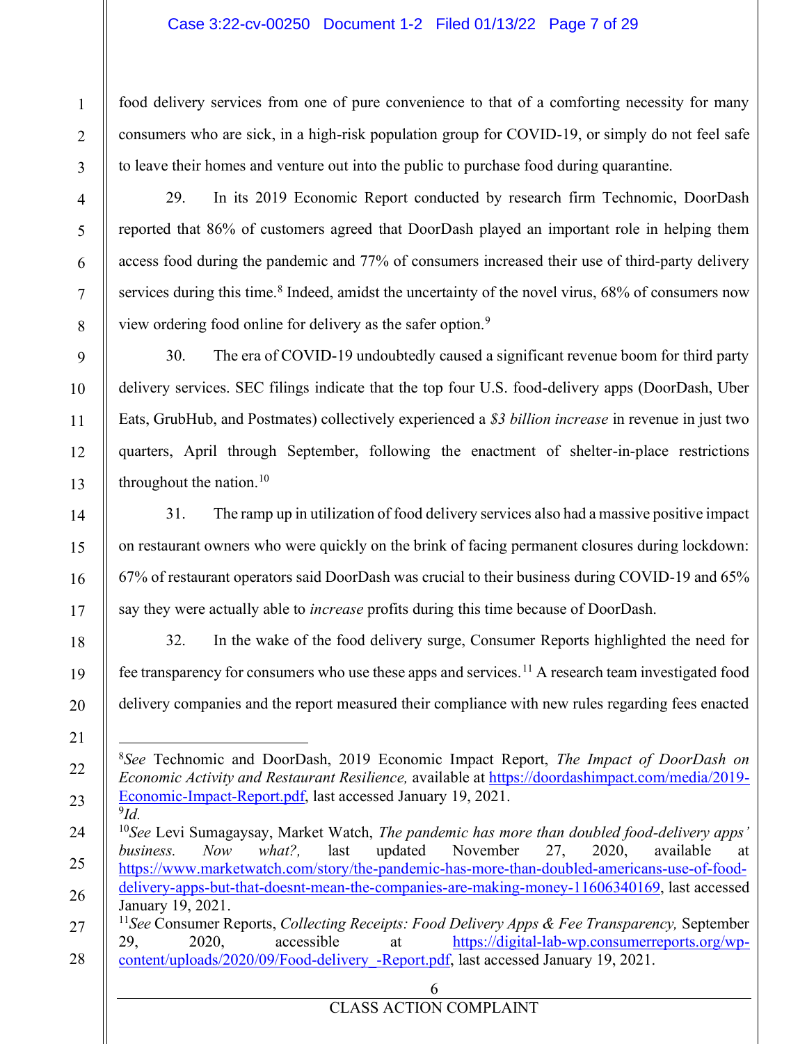food delivery services from one of pure convenience to that of a comforting necessity for many consumers who are sick, in a high-risk population group for COVID-19, or simply do not feel safe to leave their homes and venture out into the public to purchase food during quarantine.

29. In its 2019 Economic Report conducted by research firm Technomic, DoorDash reported that 86% of customers agreed that DoorDash played an important role in helping them access food during the pandemic and 77% of consumers increased their use of third-party delivery services during this time.[8] Indeed, amidst the uncertainty of the novel virus, 68% of consumers now view ordering food online for delivery as the safer option.[9]

30. The era of COVID-19 undoubtedly caused a significant revenue boom for third party delivery services. SEC filings indicate that the top four U.S. food-delivery apps (DoorDash, Uber Eats, GrubHub, and Postmates) collectively experienced a *$3 billion increase* in revenue in just two quarters, April through September, following the enactment of shelter-in-place restrictions throughout the nation.[10]

31. The ramp up in utilization of food delivery services also had a massive positive impact on restaurant owners who were quickly on the brink of facing permanent closures during lockdown: 67% of restaurant operators said DoorDash was crucial to their business during COVID-19 and 65% say they were actually able to *increase* profits during this time because of DoorDash.

32. In the wake of the food delivery surge, Consumer Reports highlighted the need for fee transparency for consumers who use these apps and services.[11] A research team investigated food delivery companies and the report measured their compliance with new rules regarding fees enacted

---

[8] *See* Technomic and DoorDash, 2019 Economic Impact Report, *The Impact of DoorDash on Economic Activity and Restaurant Resilience,* available at https://doordashimpact.com/media/2019-Economic-Impact-Report.pdf, last accessed January 19, 2021.

[9] *Id.*

[10] *See* Levi Sumagaysay, Market Watch, *The pandemic has more than doubled food-delivery apps' business. Now what?,* last updated November 27, 2020, available at https://www.marketwatch.com/story/the-pandemic-has-more-than-doubled-americans-use-of-food-delivery-apps-but-that-doesnt-mean-the-companies-are-making-money-11606340169, last accessed January 19, 2021.

[11] *See* Consumer Reports, *Collecting Receipts: Food Delivery Apps & Fee Transparency,* September 29, 2020, accessible at https://digital-lab-wp.consumerreports.org/wp-content/uploads/2020/09/Food-delivery_-Report.pdf, last accessed January 19, 2021.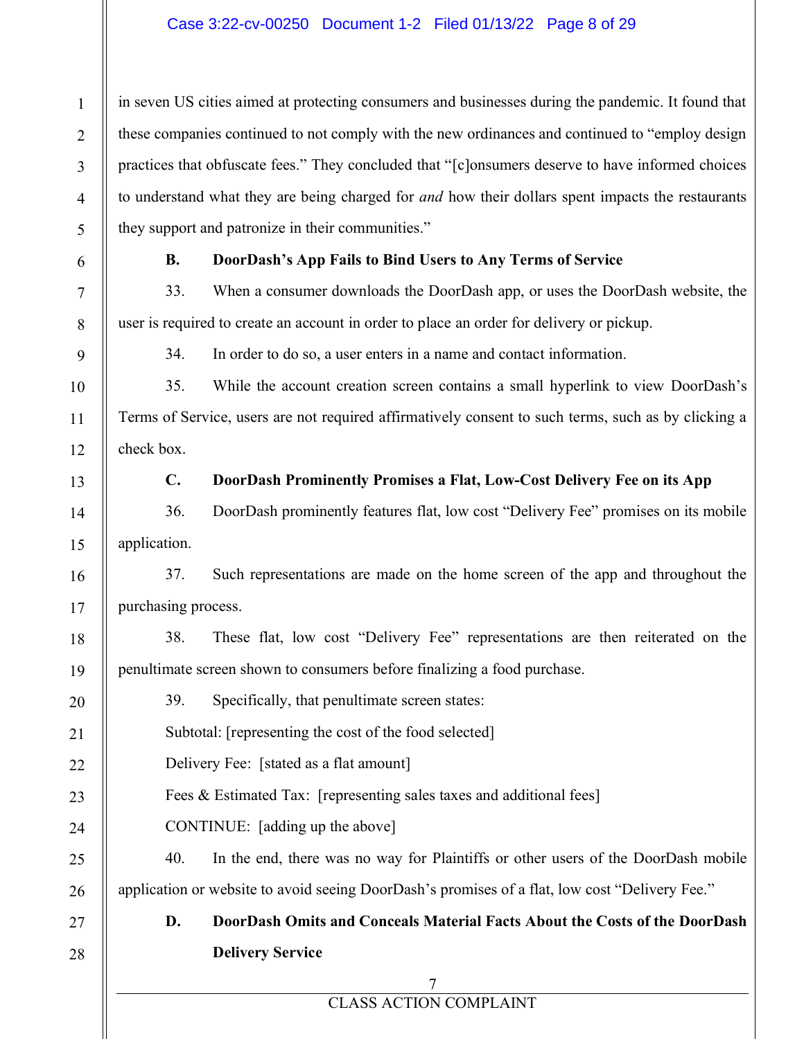in seven US cities aimed at protecting consumers and businesses during the pandemic. It found that these companies continued to not comply with the new ordinances and continued to "employ design practices that obfuscate fees." They concluded that "[c]onsumers deserve to have informed choices to understand what they are being charged for *and* how their dollars spent impacts the restaurants they support and patronize in their communities."

### B. DoorDash's App Fails to Bind Users to Any Terms of Service

33. When a consumer downloads the DoorDash app, or uses the DoorDash website, the user is required to create an account in order to place an order for delivery or pickup.

34. In order to do so, a user enters in a name and contact information.

35. While the account creation screen contains a small hyperlink to view DoorDash's Terms of Service, users are not required affirmatively consent to such terms, such as by clicking a check box.

### C. DoorDash Prominently Promises a Flat, Low-Cost Delivery Fee on its App

36. DoorDash prominently features flat, low cost "Delivery Fee" promises on its mobile application.

37. Such representations are made on the home screen of the app and throughout the purchasing process.

38. These flat, low cost "Delivery Fee" representations are then reiterated on the penultimate screen shown to consumers before finalizing a food purchase.

39. Specifically, that penultimate screen states:

Subtotal: [representing the cost of the food selected]

Delivery Fee: [stated as a flat amount]

Fees & Estimated Tax: [representing sales taxes and additional fees]

CONTINUE: [adding up the above]

40. In the end, there was no way for Plaintiffs or other users of the DoorDash mobile application or website to avoid seeing DoorDash's promises of a flat, low cost "Delivery Fee."

### D. DoorDash Omits and Conceals Material Facts About the Costs of the DoorDash Delivery Service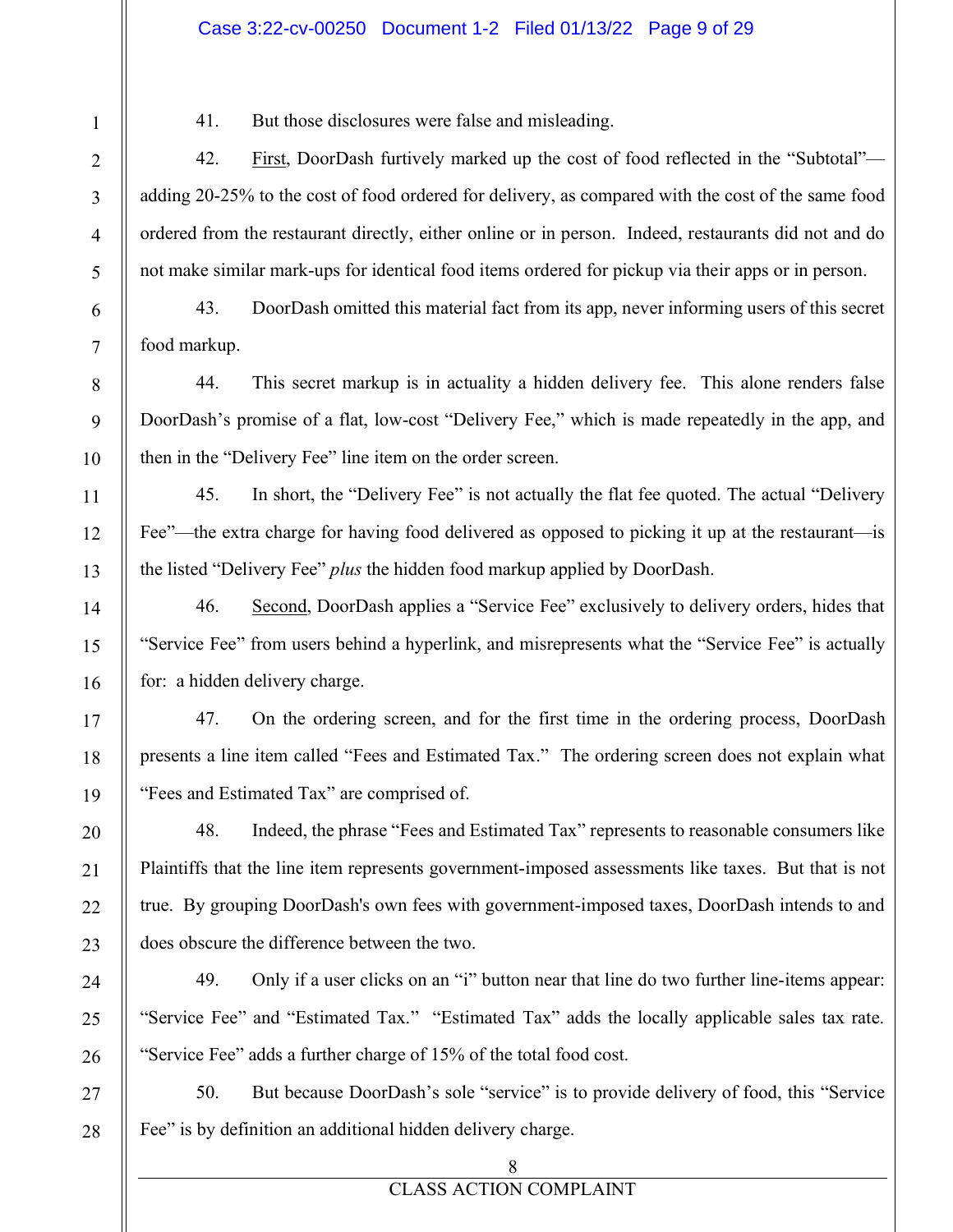41. But those disclosures were false and misleading.

42. First, DoorDash furtively marked up the cost of food reflected in the "Subtotal"—adding 20-25% to the cost of food ordered for delivery, as compared with the cost of the same food ordered from the restaurant directly, either online or in person. Indeed, restaurants did not and do not make similar mark-ups for identical food items ordered for pickup via their apps or in person.

43. DoorDash omitted this material fact from its app, never informing users of this secret food markup.

44. This secret markup is in actuality a hidden delivery fee. This alone renders false DoorDash's promise of a flat, low-cost "Delivery Fee," which is made repeatedly in the app, and then in the "Delivery Fee" line item on the order screen.

45. In short, the "Delivery Fee" is not actually the flat fee quoted. The actual "Delivery Fee"—the extra charge for having food delivered as opposed to picking it up at the restaurant—is the listed "Delivery Fee" *plus* the hidden food markup applied by DoorDash.

46. Second, DoorDash applies a "Service Fee" exclusively to delivery orders, hides that "Service Fee" from users behind a hyperlink, and misrepresents what the "Service Fee" is actually for: a hidden delivery charge.

47. On the ordering screen, and for the first time in the ordering process, DoorDash presents a line item called "Fees and Estimated Tax." The ordering screen does not explain what "Fees and Estimated Tax" are comprised of.

48. Indeed, the phrase "Fees and Estimated Tax" represents to reasonable consumers like Plaintiffs that the line item represents government-imposed assessments like taxes. But that is not true. By grouping DoorDash's own fees with government-imposed taxes, DoorDash intends to and does obscure the difference between the two.

49. Only if a user clicks on an "i" button near that line do two further line-items appear: "Service Fee" and "Estimated Tax." "Estimated Tax" adds the locally applicable sales tax rate. "Service Fee" adds a further charge of 15% of the total food cost.

50. But because DoorDash's sole "service" is to provide delivery of food, this "Service Fee" is by definition an additional hidden delivery charge.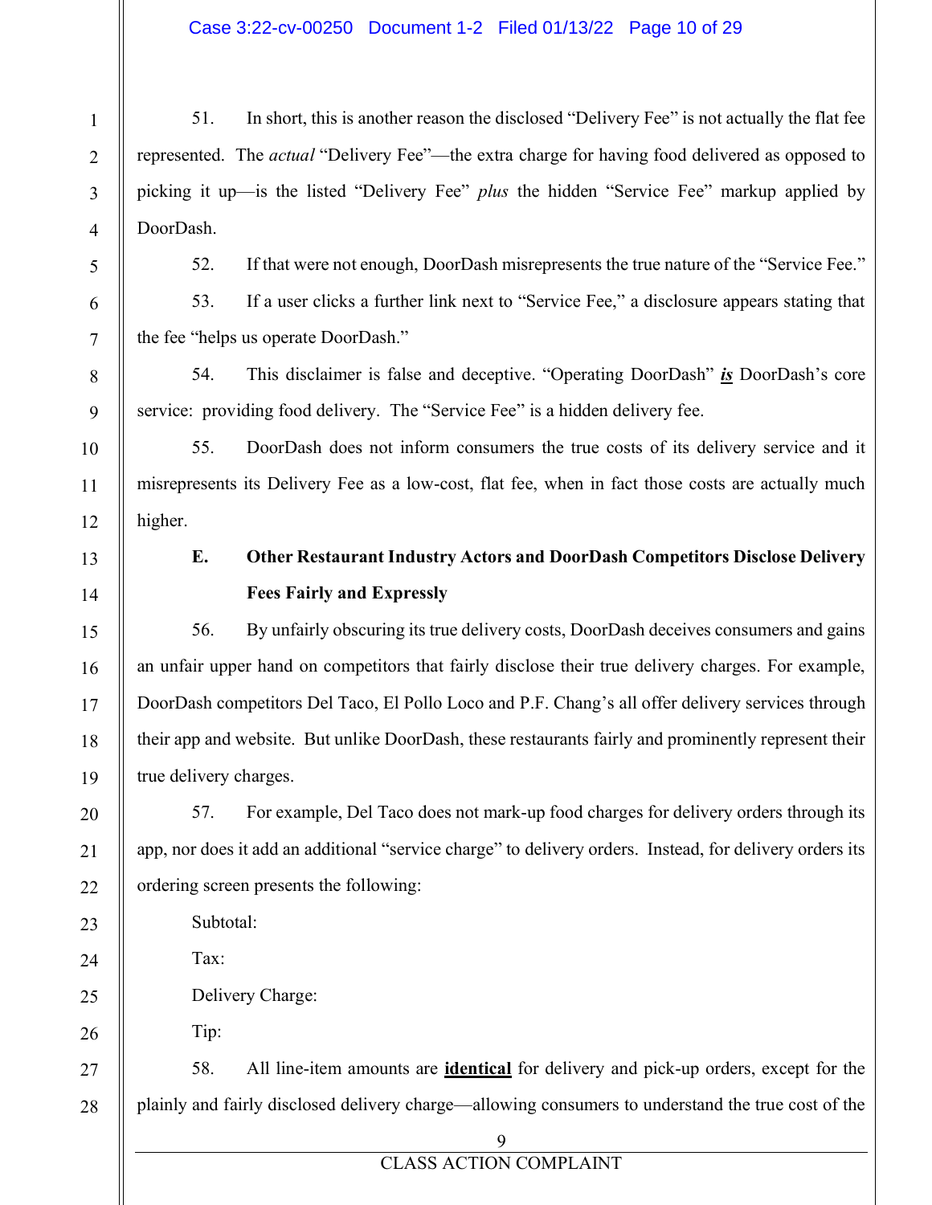51. In short, this is another reason the disclosed "Delivery Fee" is not actually the flat fee represented. The *actual* "Delivery Fee"—the extra charge for having food delivered as opposed to picking it up—is the listed "Delivery Fee" *plus* the hidden "Service Fee" markup applied by DoorDash.

52. If that were not enough, DoorDash misrepresents the true nature of the "Service Fee."

53. If a user clicks a further link next to "Service Fee," a disclosure appears stating that the fee "helps us operate DoorDash."

54. This disclaimer is false and deceptive. "Operating DoorDash" ***is*** DoorDash's core service: providing food delivery. The "Service Fee" is a hidden delivery fee.

55. DoorDash does not inform consumers the true costs of its delivery service and it misrepresents its Delivery Fee as a low-cost, flat fee, when in fact those costs are actually much higher.

### E. Other Restaurant Industry Actors and DoorDash Competitors Disclose Delivery Fees Fairly and Expressly

56. By unfairly obscuring its true delivery costs, DoorDash deceives consumers and gains an unfair upper hand on competitors that fairly disclose their true delivery charges. For example, DoorDash competitors Del Taco, El Pollo Loco and P.F. Chang's all offer delivery services through their app and website. But unlike DoorDash, these restaurants fairly and prominently represent their true delivery charges.

57. For example, Del Taco does not mark-up food charges for delivery orders through its app, nor does it add an additional "service charge" to delivery orders. Instead, for delivery orders its ordering screen presents the following:

Subtotal:

Tax:

Delivery Charge:

Tip:

58. All line-item amounts are **identical** for delivery and pick-up orders, except for the plainly and fairly disclosed delivery charge—allowing consumers to understand the true cost of the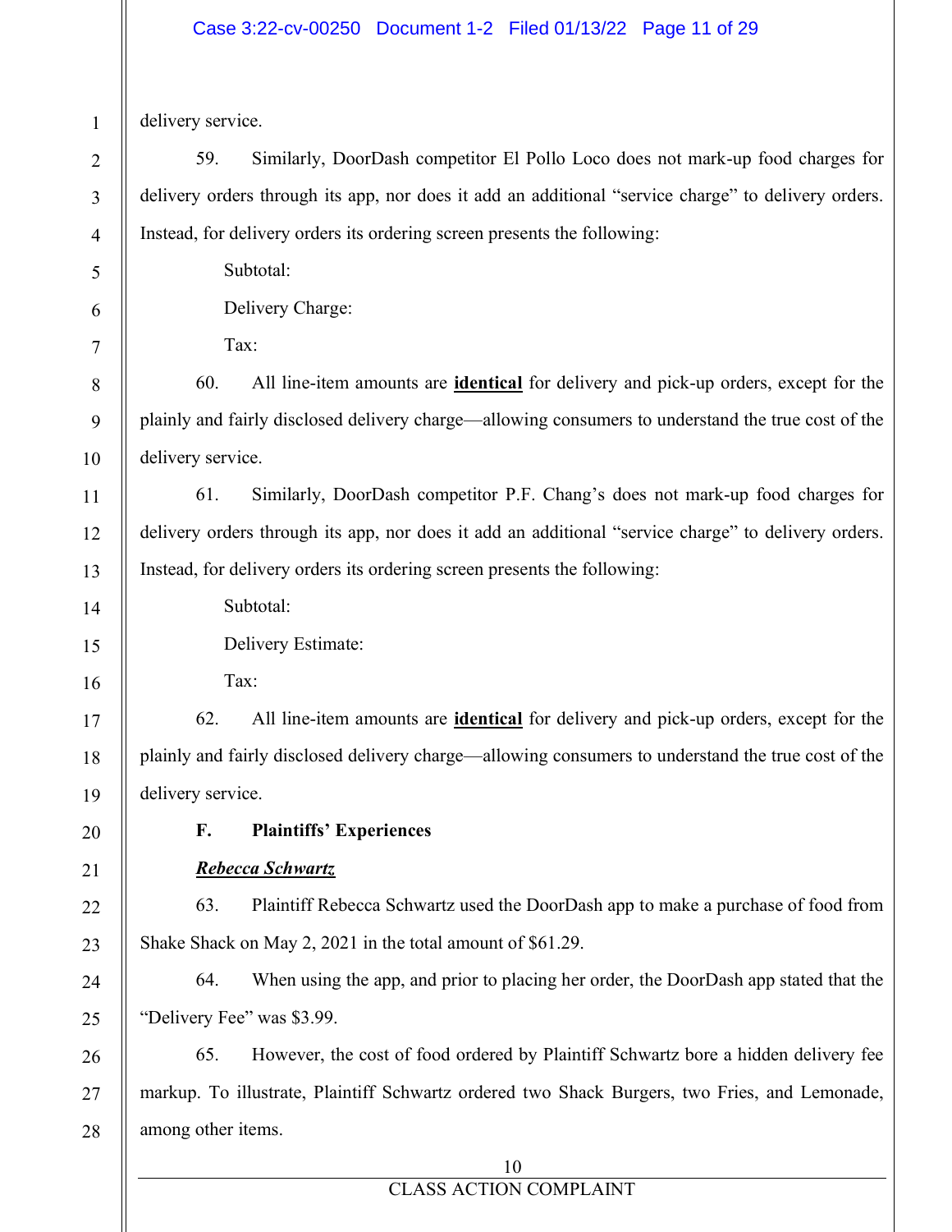delivery service.

59. Similarly, DoorDash competitor El Pollo Loco does not mark-up food charges for delivery orders through its app, nor does it add an additional "service charge" to delivery orders. Instead, for delivery orders its ordering screen presents the following:

Subtotal:

Delivery Charge:

Tax:

60. All line-item amounts are **identical** for delivery and pick-up orders, except for the plainly and fairly disclosed delivery charge—allowing consumers to understand the true cost of the delivery service.

61. Similarly, DoorDash competitor P.F. Chang's does not mark-up food charges for delivery orders through its app, nor does it add an additional "service charge" to delivery orders. Instead, for delivery orders its ordering screen presents the following:

Subtotal:

Delivery Estimate:

Tax:

62. All line-item amounts are **identical** for delivery and pick-up orders, except for the plainly and fairly disclosed delivery charge—allowing consumers to understand the true cost of the delivery service.

### F. Plaintiffs' Experiences

***Rebecca Schwartz***

63. Plaintiff Rebecca Schwartz used the DoorDash app to make a purchase of food from Shake Shack on May 2, 2021 in the total amount of $61.29.

64. When using the app, and prior to placing her order, the DoorDash app stated that the "Delivery Fee" was $3.99.

65. However, the cost of food ordered by Plaintiff Schwartz bore a hidden delivery fee markup. To illustrate, Plaintiff Schwartz ordered two Shack Burgers, two Fries, and Lemonade, among other items.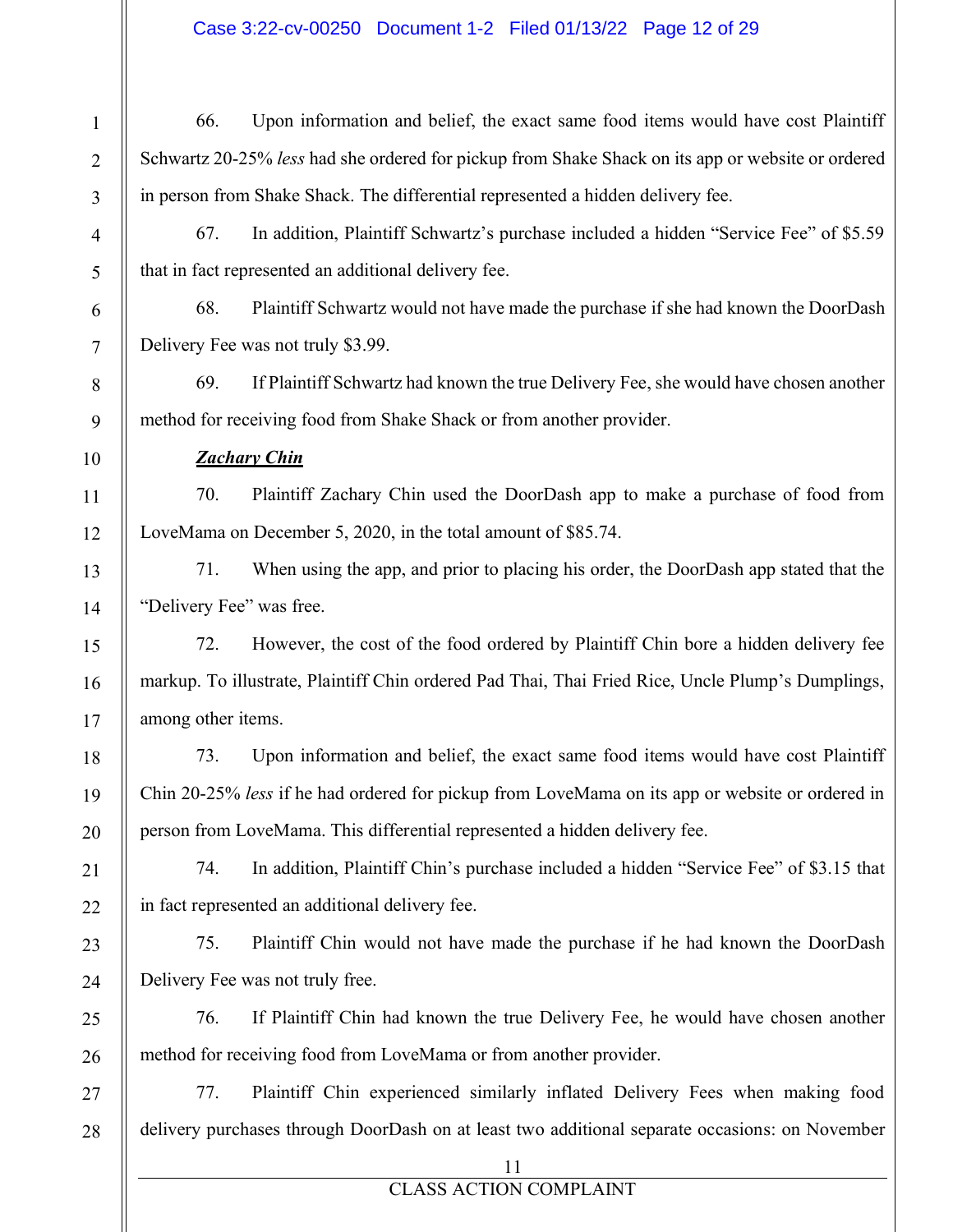66. Upon information and belief, the exact same food items would have cost Plaintiff Schwartz 20-25% *less* had she ordered for pickup from Shake Shack on its app or website or ordered in person from Shake Shack. The differential represented a hidden delivery fee.

67. In addition, Plaintiff Schwartz's purchase included a hidden "Service Fee" of $5.59 that in fact represented an additional delivery fee.

68. Plaintiff Schwartz would not have made the purchase if she had known the DoorDash Delivery Fee was not truly $3.99.

69. If Plaintiff Schwartz had known the true Delivery Fee, she would have chosen another method for receiving food from Shake Shack or from another provider.

***Zachary Chin***

70. Plaintiff Zachary Chin used the DoorDash app to make a purchase of food from LoveMama on December 5, 2020, in the total amount of $85.74.

71. When using the app, and prior to placing his order, the DoorDash app stated that the "Delivery Fee" was free.

72. However, the cost of the food ordered by Plaintiff Chin bore a hidden delivery fee markup. To illustrate, Plaintiff Chin ordered Pad Thai, Thai Fried Rice, Uncle Plump's Dumplings, among other items.

73. Upon information and belief, the exact same food items would have cost Plaintiff Chin 20-25% *less* if he had ordered for pickup from LoveMama on its app or website or ordered in person from LoveMama. This differential represented a hidden delivery fee.

74. In addition, Plaintiff Chin's purchase included a hidden "Service Fee" of $3.15 that in fact represented an additional delivery fee.

75. Plaintiff Chin would not have made the purchase if he had known the DoorDash Delivery Fee was not truly free.

76. If Plaintiff Chin had known the true Delivery Fee, he would have chosen another method for receiving food from LoveMama or from another provider.

77. Plaintiff Chin experienced similarly inflated Delivery Fees when making food delivery purchases through DoorDash on at least two additional separate occasions: on November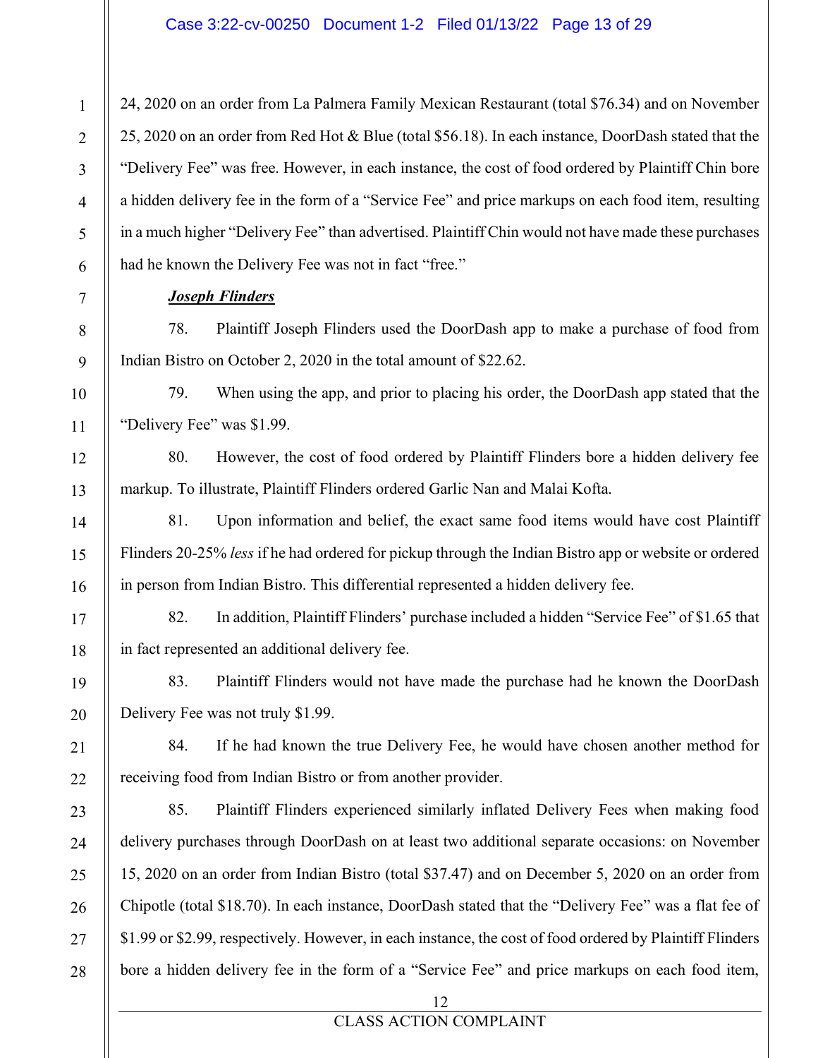24, 2020 on an order from La Palmera Family Mexican Restaurant (total $76.34) and on November 25, 2020 on an order from Red Hot & Blue (total $56.18). In each instance, DoorDash stated that the "Delivery Fee" was free. However, in each instance, the cost of food ordered by Plaintiff Chin bore a hidden delivery fee in the form of a "Service Fee" and price markups on each food item, resulting in a much higher "Delivery Fee" than advertised. Plaintiff Chin would not have made these purchases had he known the Delivery Fee was not in fact "free."

***Joseph Flinders***

78. Plaintiff Joseph Flinders used the DoorDash app to make a purchase of food from Indian Bistro on October 2, 2020 in the total amount of $22.62.

79. When using the app, and prior to placing his order, the DoorDash app stated that the "Delivery Fee" was $1.99.

80. However, the cost of food ordered by Plaintiff Flinders bore a hidden delivery fee markup. To illustrate, Plaintiff Flinders ordered Garlic Nan and Malai Kofta.

81. Upon information and belief, the exact same food items would have cost Plaintiff Flinders 20-25% *less* if he had ordered for pickup through the Indian Bistro app or website or ordered in person from Indian Bistro. This differential represented a hidden delivery fee.

82. In addition, Plaintiff Flinders' purchase included a hidden "Service Fee" of $1.65 that in fact represented an additional delivery fee.

83. Plaintiff Flinders would not have made the purchase had he known the DoorDash Delivery Fee was not truly $1.99.

84. If he had known the true Delivery Fee, he would have chosen another method for receiving food from Indian Bistro or from another provider.

85. Plaintiff Flinders experienced similarly inflated Delivery Fees when making food delivery purchases through DoorDash on at least two additional separate occasions: on November 15, 2020 on an order from Indian Bistro (total $37.47) and on December 5, 2020 on an order from Chipotle (total $18.70). In each instance, DoorDash stated that the "Delivery Fee" was a flat fee of $1.99 or $2.99, respectively. However, in each instance, the cost of food ordered by Plaintiff Flinders bore a hidden delivery fee in the form of a "Service Fee" and price markups on each food item,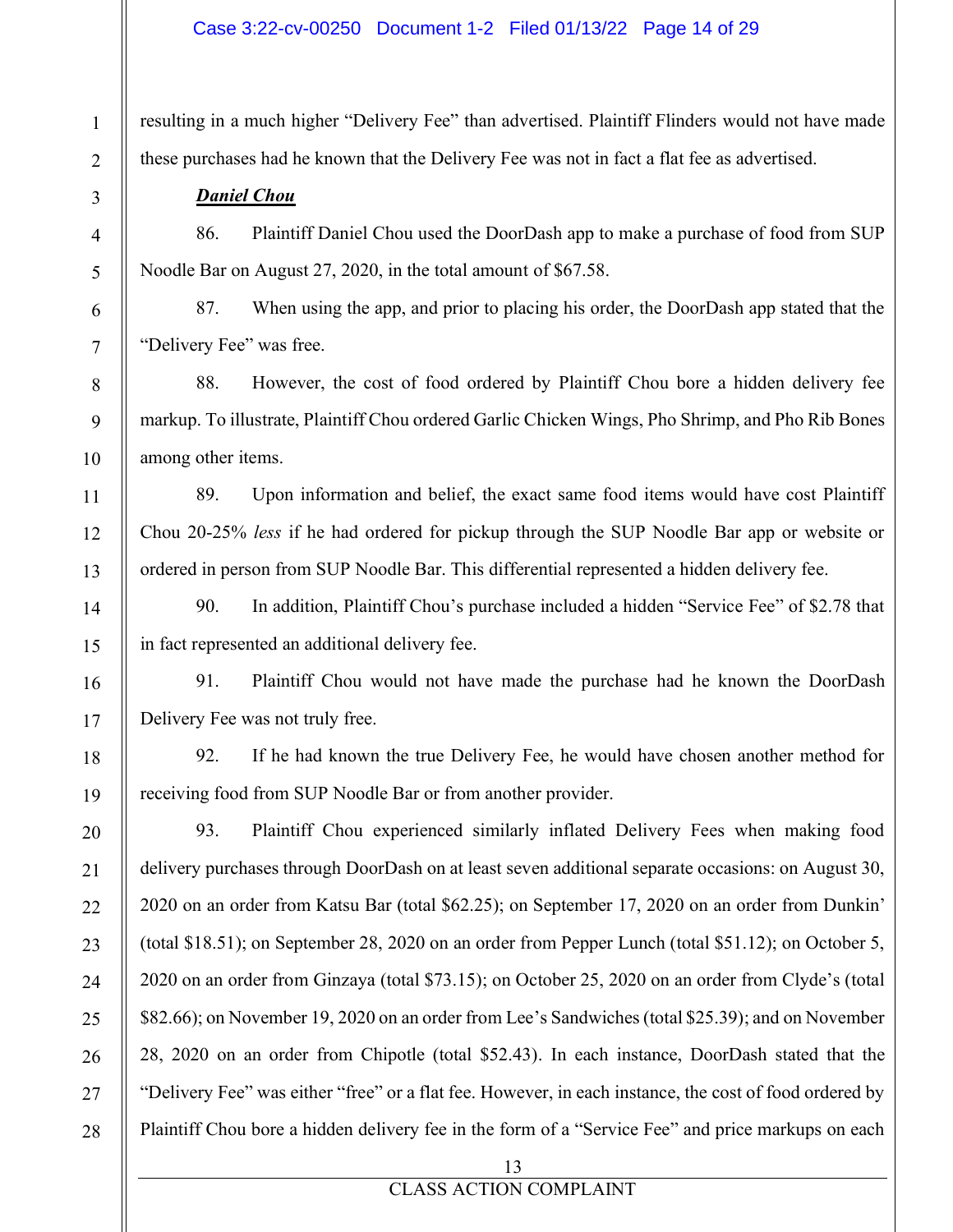resulting in a much higher "Delivery Fee" than advertised. Plaintiff Flinders would not have made these purchases had he known that the Delivery Fee was not in fact a flat fee as advertised.

***Daniel Chou***

86. Plaintiff Daniel Chou used the DoorDash app to make a purchase of food from SUP Noodle Bar on August 27, 2020, in the total amount of $67.58.

87. When using the app, and prior to placing his order, the DoorDash app stated that the "Delivery Fee" was free.

88. However, the cost of food ordered by Plaintiff Chou bore a hidden delivery fee markup. To illustrate, Plaintiff Chou ordered Garlic Chicken Wings, Pho Shrimp, and Pho Rib Bones among other items.

89. Upon information and belief, the exact same food items would have cost Plaintiff Chou 20-25% *less* if he had ordered for pickup through the SUP Noodle Bar app or website or ordered in person from SUP Noodle Bar. This differential represented a hidden delivery fee.

90. In addition, Plaintiff Chou's purchase included a hidden "Service Fee" of $2.78 that in fact represented an additional delivery fee.

91. Plaintiff Chou would not have made the purchase had he known the DoorDash Delivery Fee was not truly free.

92. If he had known the true Delivery Fee, he would have chosen another method for receiving food from SUP Noodle Bar or from another provider.

93. Plaintiff Chou experienced similarly inflated Delivery Fees when making food delivery purchases through DoorDash on at least seven additional separate occasions: on August 30, 2020 on an order from Katsu Bar (total $62.25); on September 17, 2020 on an order from Dunkin' (total $18.51); on September 28, 2020 on an order from Pepper Lunch (total $51.12); on October 5, 2020 on an order from Ginzaya (total $73.15); on October 25, 2020 on an order from Clyde's (total $82.66); on November 19, 2020 on an order from Lee's Sandwiches (total $25.39); and on November 28, 2020 on an order from Chipotle (total $52.43). In each instance, DoorDash stated that the "Delivery Fee" was either "free" or a flat fee. However, in each instance, the cost of food ordered by Plaintiff Chou bore a hidden delivery fee in the form of a "Service Fee" and price markups on each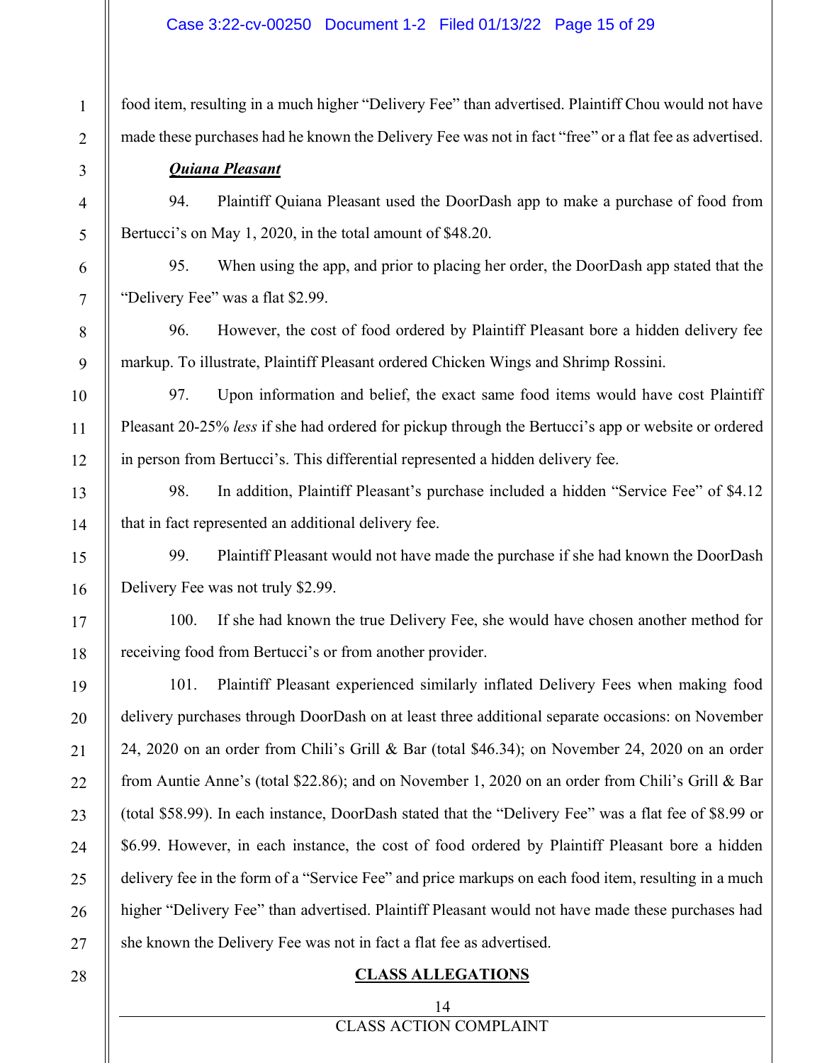food item, resulting in a much higher "Delivery Fee" than advertised. Plaintiff Chou would not have made these purchases had he known the Delivery Fee was not in fact "free" or a flat fee as advertised.

***Quiana Pleasant***

94. Plaintiff Quiana Pleasant used the DoorDash app to make a purchase of food from Bertucci's on May 1, 2020, in the total amount of $48.20.

95. When using the app, and prior to placing her order, the DoorDash app stated that the "Delivery Fee" was a flat $2.99.

96. However, the cost of food ordered by Plaintiff Pleasant bore a hidden delivery fee markup. To illustrate, Plaintiff Pleasant ordered Chicken Wings and Shrimp Rossini.

97. Upon information and belief, the exact same food items would have cost Plaintiff Pleasant 20-25% *less* if she had ordered for pickup through the Bertucci's app or website or ordered in person from Bertucci's. This differential represented a hidden delivery fee.

98. In addition, Plaintiff Pleasant's purchase included a hidden "Service Fee" of $4.12 that in fact represented an additional delivery fee.

99. Plaintiff Pleasant would not have made the purchase if she had known the DoorDash Delivery Fee was not truly $2.99.

100. If she had known the true Delivery Fee, she would have chosen another method for receiving food from Bertucci's or from another provider.

101. Plaintiff Pleasant experienced similarly inflated Delivery Fees when making food delivery purchases through DoorDash on at least three additional separate occasions: on November 24, 2020 on an order from Chili's Grill & Bar (total $46.34); on November 24, 2020 on an order from Auntie Anne's (total $22.86); and on November 1, 2020 on an order from Chili's Grill & Bar (total $58.99). In each instance, DoorDash stated that the "Delivery Fee" was a flat fee of $8.99 or $6.99. However, in each instance, the cost of food ordered by Plaintiff Pleasant bore a hidden delivery fee in the form of a "Service Fee" and price markups on each food item, resulting in a much higher "Delivery Fee" than advertised. Plaintiff Pleasant would not have made these purchases had she known the Delivery Fee was not in fact a flat fee as advertised.

**CLASS ALLEGATIONS**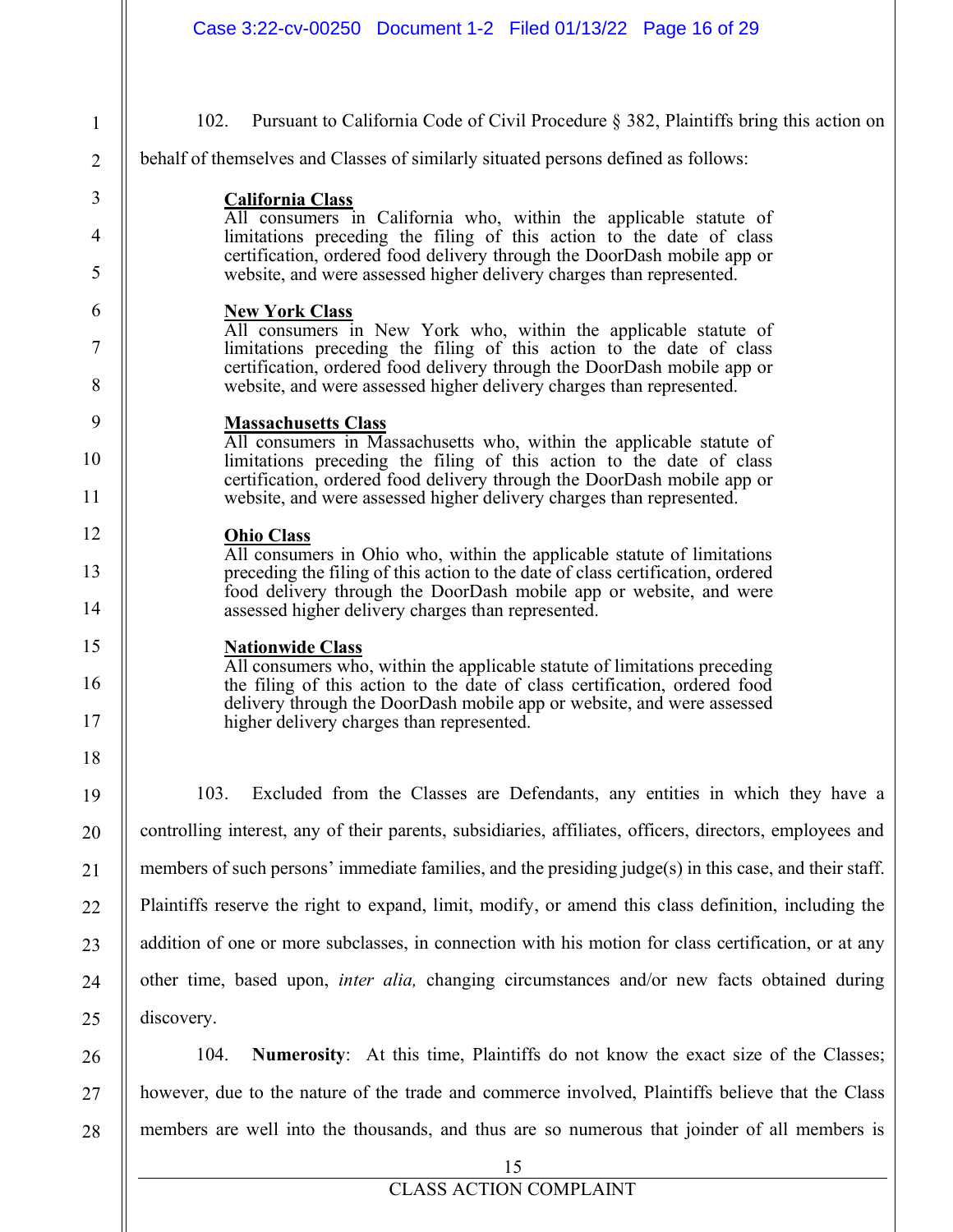102. Pursuant to California Code of Civil Procedure § 382, Plaintiffs bring this action on behalf of themselves and Classes of similarly situated persons defined as follows:

> **California Class**
> All consumers in California who, within the applicable statute of limitations preceding the filing of this action to the date of class certification, ordered food delivery through the DoorDash mobile app or website, and were assessed higher delivery charges than represented.
>
> **New York Class**
> All consumers in New York who, within the applicable statute of limitations preceding the filing of this action to the date of class certification, ordered food delivery through the DoorDash mobile app or website, and were assessed higher delivery charges than represented.
>
> **Massachusetts Class**
> All consumers in Massachusetts who, within the applicable statute of limitations preceding the filing of this action to the date of class certification, ordered food delivery through the DoorDash mobile app or website, and were assessed higher delivery charges than represented.
>
> **Ohio Class**
> All consumers in Ohio who, within the applicable statute of limitations preceding the filing of this action to the date of class certification, ordered food delivery through the DoorDash mobile app or website, and were assessed higher delivery charges than represented.
>
> **Nationwide Class**
> All consumers who, within the applicable statute of limitations preceding the filing of this action to the date of class certification, ordered food delivery through the DoorDash mobile app or website, and were assessed higher delivery charges than represented.

103. Excluded from the Classes are Defendants, any entities in which they have a controlling interest, any of their parents, subsidiaries, affiliates, officers, directors, employees and members of such persons' immediate families, and the presiding judge(s) in this case, and their staff. Plaintiffs reserve the right to expand, limit, modify, or amend this class definition, including the addition of one or more subclasses, in connection with his motion for class certification, or at any other time, based upon, *inter alia,* changing circumstances and/or new facts obtained during discovery.

104. **Numerosity**: At this time, Plaintiffs do not know the exact size of the Classes; however, due to the nature of the trade and commerce involved, Plaintiffs believe that the Class members are well into the thousands, and thus are so numerous that joinder of all members is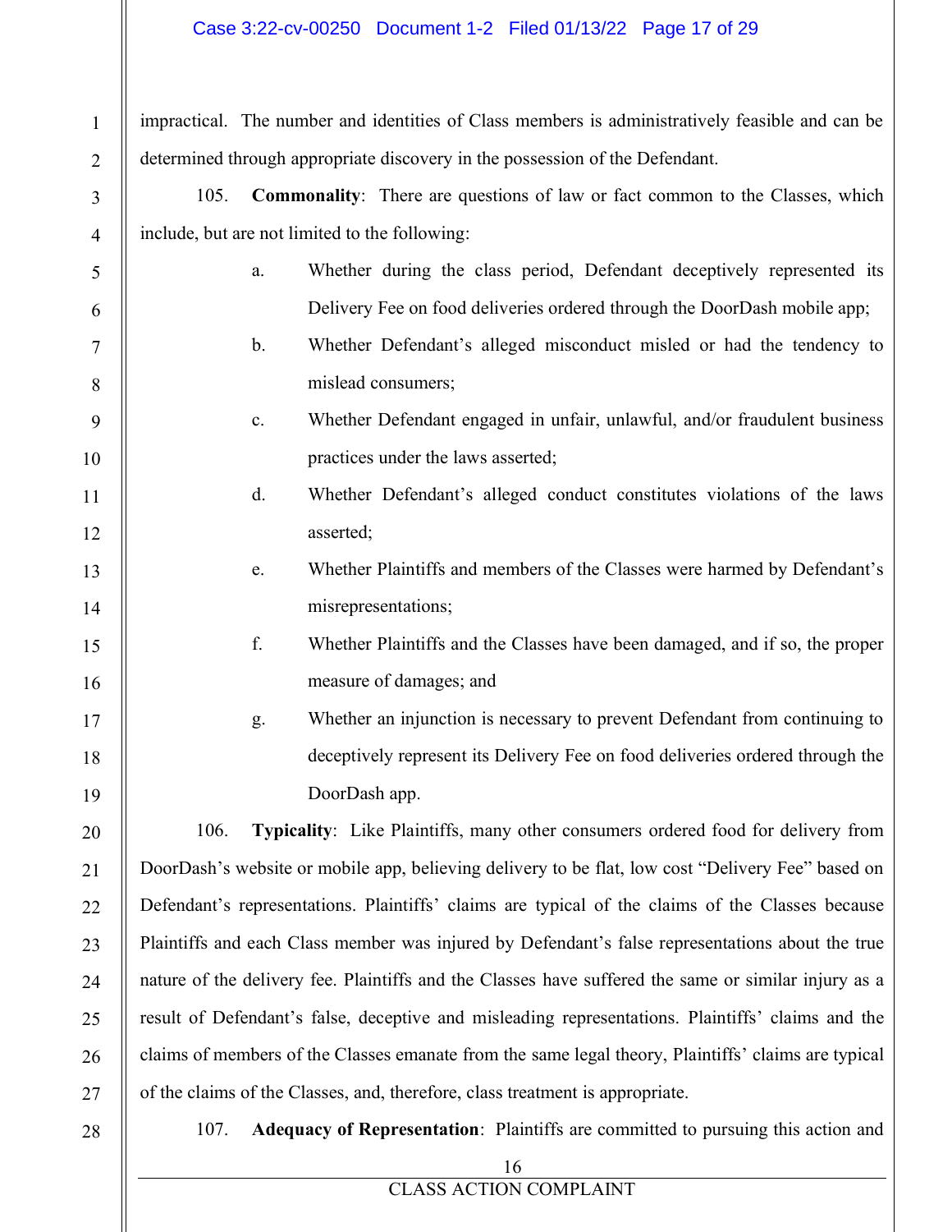impractical. The number and identities of Class members is administratively feasible and can be determined through appropriate discovery in the possession of the Defendant.

105. **Commonality**: There are questions of law or fact common to the Classes, which include, but are not limited to the following:

a. Whether during the class period, Defendant deceptively represented its Delivery Fee on food deliveries ordered through the DoorDash mobile app;

b. Whether Defendant's alleged misconduct misled or had the tendency to mislead consumers;

c. Whether Defendant engaged in unfair, unlawful, and/or fraudulent business practices under the laws asserted;

d. Whether Defendant's alleged conduct constitutes violations of the laws asserted;

e. Whether Plaintiffs and members of the Classes were harmed by Defendant's misrepresentations;

f. Whether Plaintiffs and the Classes have been damaged, and if so, the proper measure of damages; and

g. Whether an injunction is necessary to prevent Defendant from continuing to deceptively represent its Delivery Fee on food deliveries ordered through the DoorDash app.

106. **Typicality**: Like Plaintiffs, many other consumers ordered food for delivery from DoorDash's website or mobile app, believing delivery to be flat, low cost "Delivery Fee" based on Defendant's representations. Plaintiffs' claims are typical of the claims of the Classes because Plaintiffs and each Class member was injured by Defendant's false representations about the true nature of the delivery fee. Plaintiffs and the Classes have suffered the same or similar injury as a result of Defendant's false, deceptive and misleading representations. Plaintiffs' claims and the claims of members of the Classes emanate from the same legal theory, Plaintiffs' claims are typical of the claims of the Classes, and, therefore, class treatment is appropriate.

107. **Adequacy of Representation**: Plaintiffs are committed to pursuing this action and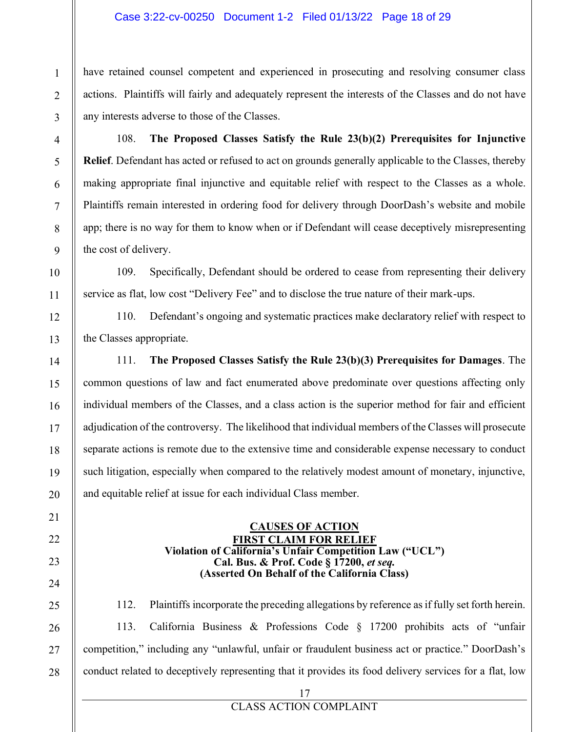have retained counsel competent and experienced in prosecuting and resolving consumer class actions. Plaintiffs will fairly and adequately represent the interests of the Classes and do not have any interests adverse to those of the Classes.

108. **The Proposed Classes Satisfy the Rule 23(b)(2) Prerequisites for Injunctive Relief**. Defendant has acted or refused to act on grounds generally applicable to the Classes, thereby making appropriate final injunctive and equitable relief with respect to the Classes as a whole. Plaintiffs remain interested in ordering food for delivery through DoorDash's website and mobile app; there is no way for them to know when or if Defendant will cease deceptively misrepresenting the cost of delivery.

109. Specifically, Defendant should be ordered to cease from representing their delivery service as flat, low cost "Delivery Fee" and to disclose the true nature of their mark-ups.

110. Defendant's ongoing and systematic practices make declaratory relief with respect to the Classes appropriate.

111. **The Proposed Classes Satisfy the Rule 23(b)(3) Prerequisites for Damages**. The common questions of law and fact enumerated above predominate over questions affecting only individual members of the Classes, and a class action is the superior method for fair and efficient adjudication of the controversy. The likelihood that individual members of the Classes will prosecute separate actions is remote due to the extensive time and considerable expense necessary to conduct such litigation, especially when compared to the relatively modest amount of monetary, injunctive, and equitable relief at issue for each individual Class member.

## CAUSES OF ACTION

### FIRST CLAIM FOR RELIEF

**Violation of California's Unfair Competition Law ("UCL")**
**Cal. Bus. & Prof. Code § 17200, *et seq.***
**(Asserted On Behalf of the California Class)**

112. Plaintiffs incorporate the preceding allegations by reference as if fully set forth herein.

113. California Business & Professions Code § 17200 prohibits acts of "unfair competition," including any "unlawful, unfair or fraudulent business act or practice." DoorDash's conduct related to deceptively representing that it provides its food delivery services for a flat, low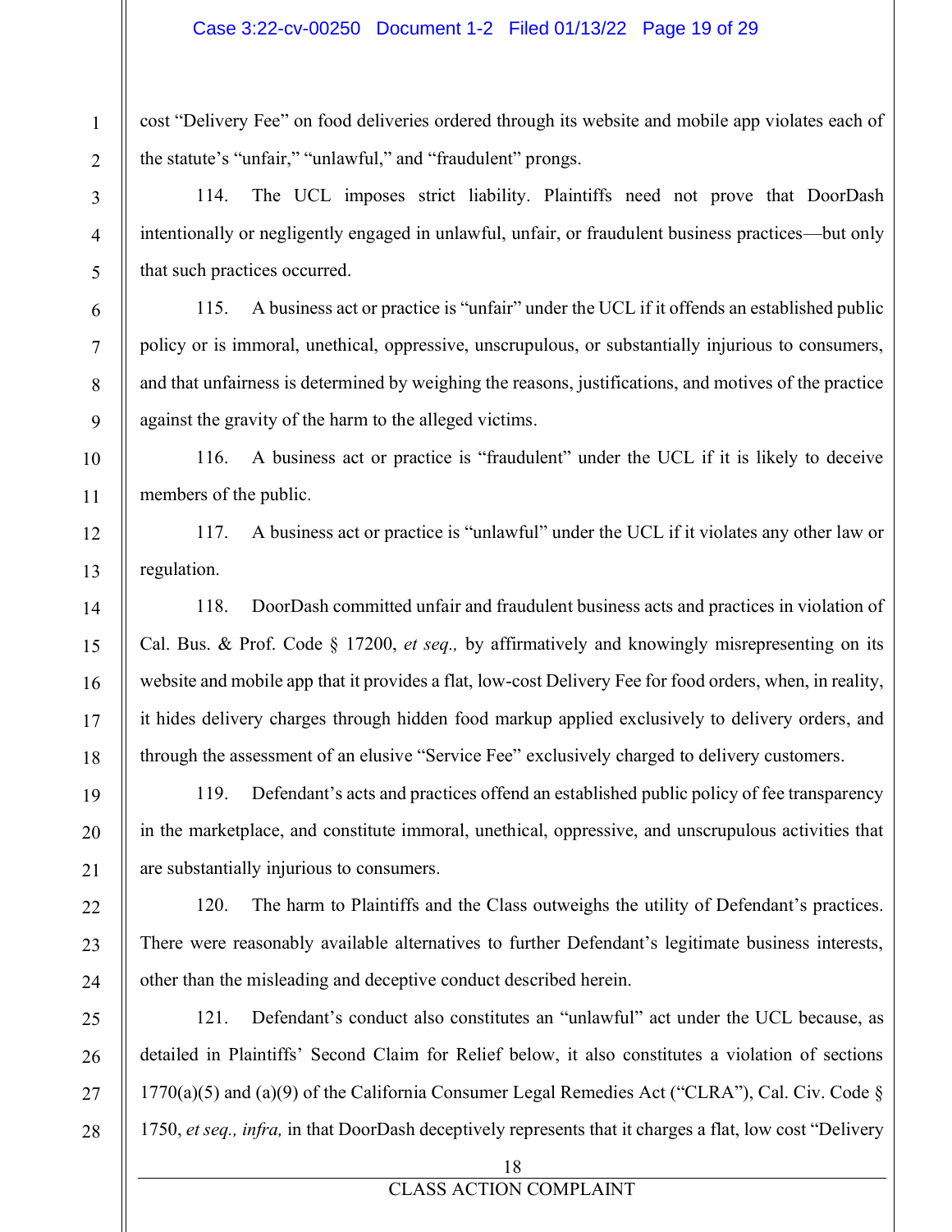cost "Delivery Fee" on food deliveries ordered through its website and mobile app violates each of the statute's "unfair," "unlawful," and "fraudulent" prongs.

114. The UCL imposes strict liability. Plaintiffs need not prove that DoorDash intentionally or negligently engaged in unlawful, unfair, or fraudulent business practices—but only that such practices occurred.

115. A business act or practice is "unfair" under the UCL if it offends an established public policy or is immoral, unethical, oppressive, unscrupulous, or substantially injurious to consumers, and that unfairness is determined by weighing the reasons, justifications, and motives of the practice against the gravity of the harm to the alleged victims.

116. A business act or practice is "fraudulent" under the UCL if it is likely to deceive members of the public.

117. A business act or practice is "unlawful" under the UCL if it violates any other law or regulation.

118. DoorDash committed unfair and fraudulent business acts and practices in violation of Cal. Bus. & Prof. Code § 17200, *et seq.,* by affirmatively and knowingly misrepresenting on its website and mobile app that it provides a flat, low-cost Delivery Fee for food orders, when, in reality, it hides delivery charges through hidden food markup applied exclusively to delivery orders, and through the assessment of an elusive "Service Fee" exclusively charged to delivery customers.

119. Defendant's acts and practices offend an established public policy of fee transparency in the marketplace, and constitute immoral, unethical, oppressive, and unscrupulous activities that are substantially injurious to consumers.

120. The harm to Plaintiffs and the Class outweighs the utility of Defendant's practices. There were reasonably available alternatives to further Defendant's legitimate business interests, other than the misleading and deceptive conduct described herein.

121. Defendant's conduct also constitutes an "unlawful" act under the UCL because, as detailed in Plaintiffs' Second Claim for Relief below, it also constitutes a violation of sections 1770(a)(5) and (a)(9) of the California Consumer Legal Remedies Act ("CLRA"), Cal. Civ. Code § 1750, *et seq., infra,* in that DoorDash deceptively represents that it charges a flat, low cost "Delivery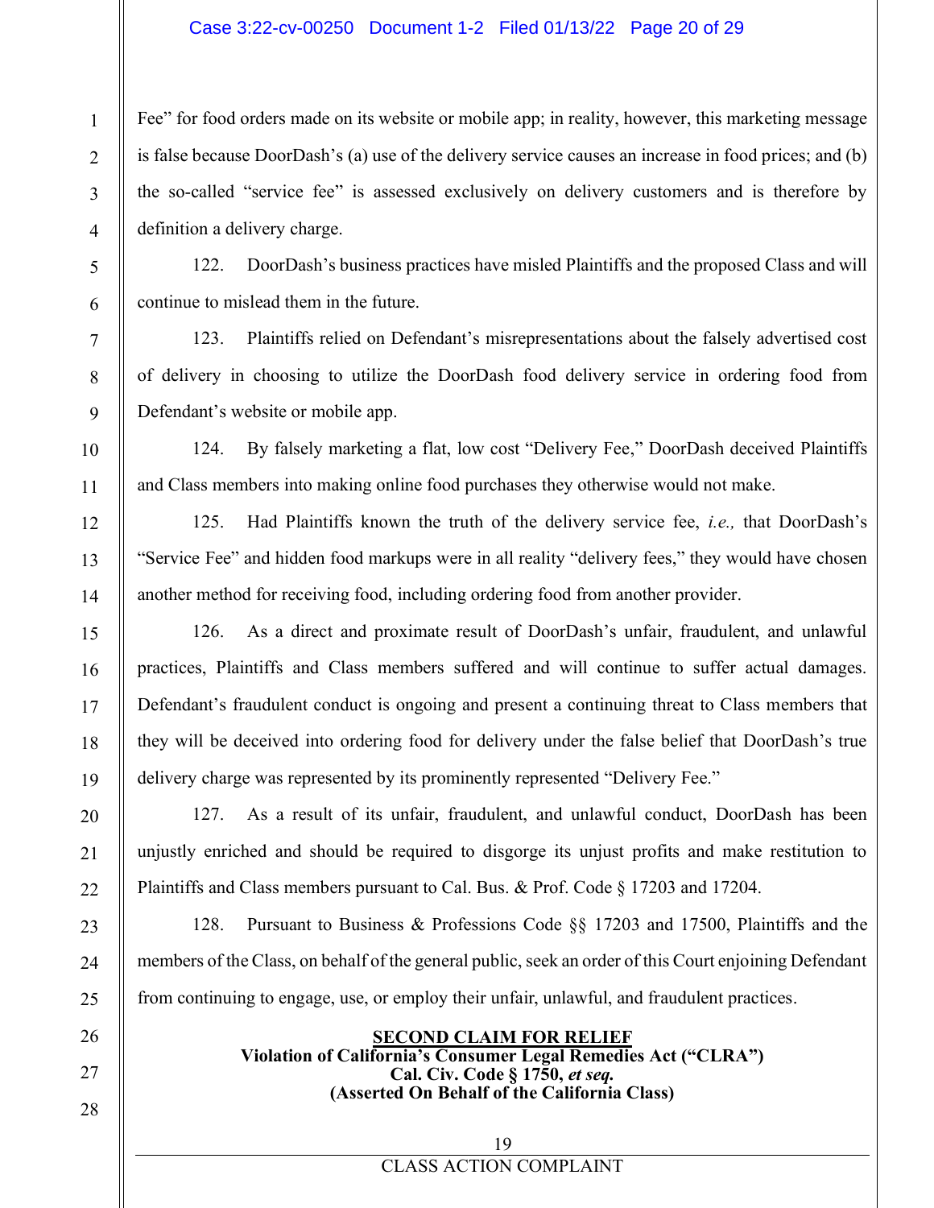Fee" for food orders made on its website or mobile app; in reality, however, this marketing message is false because DoorDash's (a) use of the delivery service causes an increase in food prices; and (b) the so-called "service fee" is assessed exclusively on delivery customers and is therefore by definition a delivery charge.

122. DoorDash's business practices have misled Plaintiffs and the proposed Class and will continue to mislead them in the future.

123. Plaintiffs relied on Defendant's misrepresentations about the falsely advertised cost of delivery in choosing to utilize the DoorDash food delivery service in ordering food from Defendant's website or mobile app.

124. By falsely marketing a flat, low cost "Delivery Fee," DoorDash deceived Plaintiffs and Class members into making online food purchases they otherwise would not make.

125. Had Plaintiffs known the truth of the delivery service fee, *i.e.,* that DoorDash's "Service Fee" and hidden food markups were in all reality "delivery fees," they would have chosen another method for receiving food, including ordering food from another provider.

126. As a direct and proximate result of DoorDash's unfair, fraudulent, and unlawful practices, Plaintiffs and Class members suffered and will continue to suffer actual damages. Defendant's fraudulent conduct is ongoing and present a continuing threat to Class members that they will be deceived into ordering food for delivery under the false belief that DoorDash's true delivery charge was represented by its prominently represented "Delivery Fee."

127. As a result of its unfair, fraudulent, and unlawful conduct, DoorDash has been unjustly enriched and should be required to disgorge its unjust profits and make restitution to Plaintiffs and Class members pursuant to Cal. Bus. & Prof. Code § 17203 and 17204.

128. Pursuant to Business & Professions Code §§ 17203 and 17500, Plaintiffs and the members of the Class, on behalf of the general public, seek an order of this Court enjoining Defendant from continuing to engage, use, or employ their unfair, unlawful, and fraudulent practices.

**SECOND CLAIM FOR RELIEF**

**Violation of California's Consumer Legal Remedies Act ("CLRA")**
**Cal. Civ. Code § 1750, *et seq.***
**(Asserted On Behalf of the California Class)**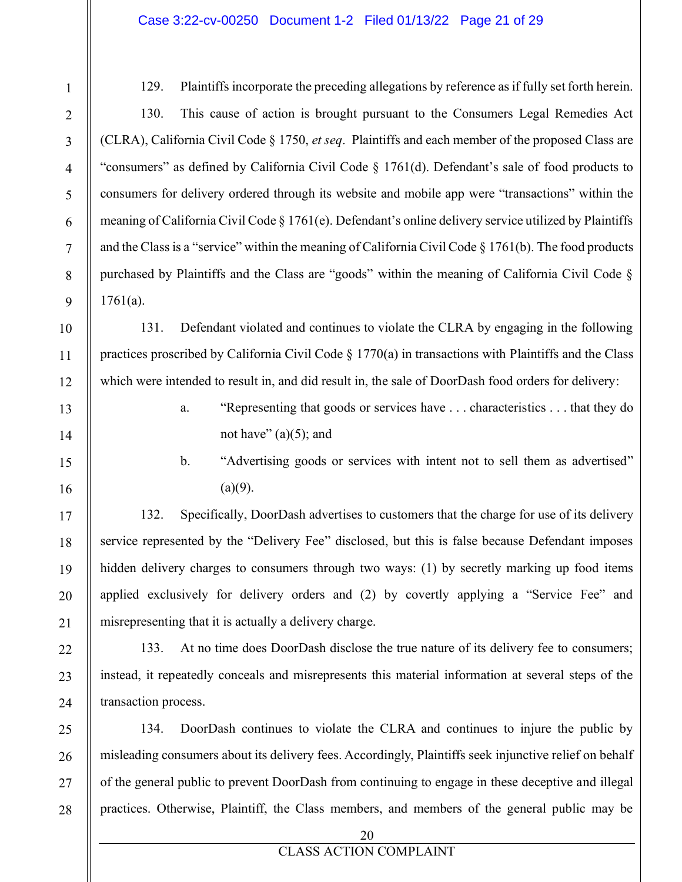129. Plaintiffs incorporate the preceding allegations by reference as if fully set forth herein.

130. This cause of action is brought pursuant to the Consumers Legal Remedies Act (CLRA), California Civil Code § 1750, *et seq*. Plaintiffs and each member of the proposed Class are "consumers" as defined by California Civil Code § 1761(d). Defendant's sale of food products to consumers for delivery ordered through its website and mobile app were "transactions" within the meaning of California Civil Code § 1761(e). Defendant's online delivery service utilized by Plaintiffs and the Class is a "service" within the meaning of California Civil Code § 1761(b). The food products purchased by Plaintiffs and the Class are "goods" within the meaning of California Civil Code § 1761(a).

131. Defendant violated and continues to violate the CLRA by engaging in the following practices proscribed by California Civil Code § 1770(a) in transactions with Plaintiffs and the Class which were intended to result in, and did result in, the sale of DoorDash food orders for delivery:

a. "Representing that goods or services have . . . characteristics . . . that they do not have" (a)(5); and

b. "Advertising goods or services with intent not to sell them as advertised" (a)(9).

132. Specifically, DoorDash advertises to customers that the charge for use of its delivery service represented by the "Delivery Fee" disclosed, but this is false because Defendant imposes hidden delivery charges to consumers through two ways: (1) by secretly marking up food items applied exclusively for delivery orders and (2) by covertly applying a "Service Fee" and misrepresenting that it is actually a delivery charge.

133. At no time does DoorDash disclose the true nature of its delivery fee to consumers; instead, it repeatedly conceals and misrepresents this material information at several steps of the transaction process.

134. DoorDash continues to violate the CLRA and continues to injure the public by misleading consumers about its delivery fees. Accordingly, Plaintiffs seek injunctive relief on behalf of the general public to prevent DoorDash from continuing to engage in these deceptive and illegal practices. Otherwise, Plaintiff, the Class members, and members of the general public may be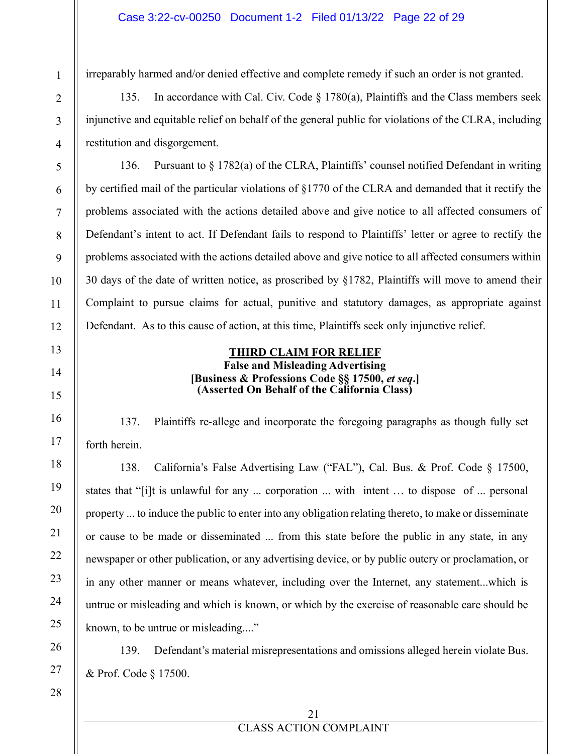irreparably harmed and/or denied effective and complete remedy if such an order is not granted.

135. In accordance with Cal. Civ. Code § 1780(a), Plaintiffs and the Class members seek injunctive and equitable relief on behalf of the general public for violations of the CLRA, including restitution and disgorgement.

136. Pursuant to § 1782(a) of the CLRA, Plaintiffs' counsel notified Defendant in writing by certified mail of the particular violations of §1770 of the CLRA and demanded that it rectify the problems associated with the actions detailed above and give notice to all affected consumers of Defendant's intent to act. If Defendant fails to respond to Plaintiffs' letter or agree to rectify the problems associated with the actions detailed above and give notice to all affected consumers within 30 days of the date of written notice, as proscribed by §1782, Plaintiffs will move to amend their Complaint to pursue claims for actual, punitive and statutory damages, as appropriate against Defendant. As to this cause of action, at this time, Plaintiffs seek only injunctive relief.

## THIRD CLAIM FOR RELIEF
**False and Misleading Advertising**
**[Business & Professions Code §§ 17500, *et seq*.]**
**(Asserted On Behalf of the California Class)**

137. Plaintiffs re-allege and incorporate the foregoing paragraphs as though fully set forth herein.

138. California's False Advertising Law ("FAL"), Cal. Bus. & Prof. Code § 17500, states that "[i]t is unlawful for any ... corporation ... with intent … to dispose of ... personal property ... to induce the public to enter into any obligation relating thereto, to make or disseminate or cause to be made or disseminated ... from this state before the public in any state, in any newspaper or other publication, or any advertising device, or by public outcry or proclamation, or in any other manner or means whatever, including over the Internet, any statement...which is untrue or misleading and which is known, or which by the exercise of reasonable care should be known, to be untrue or misleading...."

139. Defendant's material misrepresentations and omissions alleged herein violate Bus. & Prof. Code § 17500.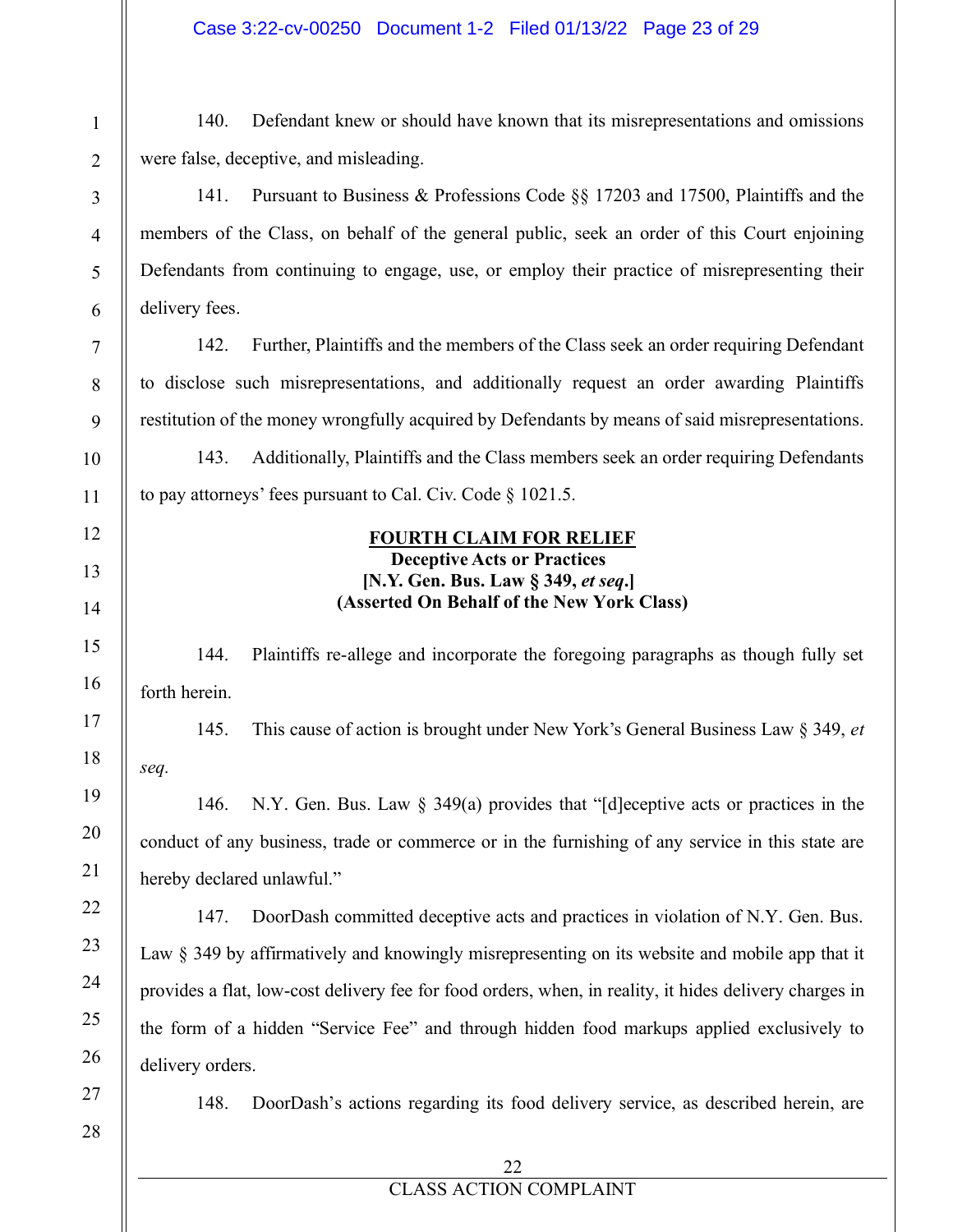140. Defendant knew or should have known that its misrepresentations and omissions were false, deceptive, and misleading.

141. Pursuant to Business & Professions Code §§ 17203 and 17500, Plaintiffs and the members of the Class, on behalf of the general public, seek an order of this Court enjoining Defendants from continuing to engage, use, or employ their practice of misrepresenting their delivery fees.

142. Further, Plaintiffs and the members of the Class seek an order requiring Defendant to disclose such misrepresentations, and additionally request an order awarding Plaintiffs restitution of the money wrongfully acquired by Defendants by means of said misrepresentations.

143. Additionally, Plaintiffs and the Class members seek an order requiring Defendants to pay attorneys' fees pursuant to Cal. Civ. Code § 1021.5.

**FOURTH CLAIM FOR RELIEF**
**Deceptive Acts or Practices**
**[N.Y. Gen. Bus. Law § 349, *et seq*.]**
**(Asserted On Behalf of the New York Class)**

144. Plaintiffs re-allege and incorporate the foregoing paragraphs as though fully set forth herein.

145. This cause of action is brought under New York's General Business Law § 349, *et seq.*

146. N.Y. Gen. Bus. Law § 349(a) provides that "[d]eceptive acts or practices in the conduct of any business, trade or commerce or in the furnishing of any service in this state are hereby declared unlawful."

147. DoorDash committed deceptive acts and practices in violation of N.Y. Gen. Bus. Law § 349 by affirmatively and knowingly misrepresenting on its website and mobile app that it provides a flat, low-cost delivery fee for food orders, when, in reality, it hides delivery charges in the form of a hidden "Service Fee" and through hidden food markups applied exclusively to delivery orders.

148. DoorDash's actions regarding its food delivery service, as described herein, are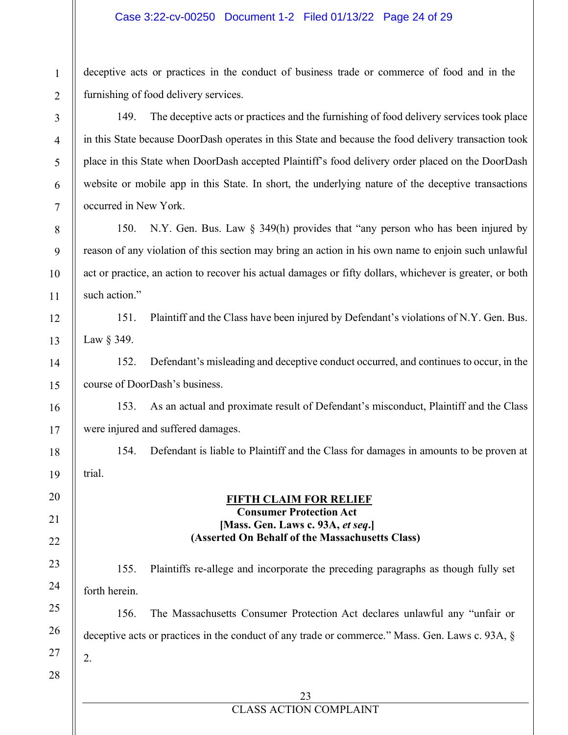deceptive acts or practices in the conduct of business trade or commerce of food and in the furnishing of food delivery services.

149. The deceptive acts or practices and the furnishing of food delivery services took place in this State because DoorDash operates in this State and because the food delivery transaction took place in this State when DoorDash accepted Plaintiff's food delivery order placed on the DoorDash website or mobile app in this State. In short, the underlying nature of the deceptive transactions occurred in New York.

150. N.Y. Gen. Bus. Law § 349(h) provides that "any person who has been injured by reason of any violation of this section may bring an action in his own name to enjoin such unlawful act or practice, an action to recover his actual damages or fifty dollars, whichever is greater, or both such action."

151. Plaintiff and the Class have been injured by Defendant's violations of N.Y. Gen. Bus. Law § 349.

152. Defendant's misleading and deceptive conduct occurred, and continues to occur, in the course of DoorDash's business.

153. As an actual and proximate result of Defendant's misconduct, Plaintiff and the Class were injured and suffered damages.

154. Defendant is liable to Plaintiff and the Class for damages in amounts to be proven at trial.

## FIFTH CLAIM FOR RELIEF
**Consumer Protection Act**
**[Mass. Gen. Laws c. 93A, *et seq*.]**
**(Asserted On Behalf of the Massachusetts Class)**

155. Plaintiffs re-allege and incorporate the preceding paragraphs as though fully set forth herein.

156. The Massachusetts Consumer Protection Act declares unlawful any "unfair or deceptive acts or practices in the conduct of any trade or commerce." Mass. Gen. Laws c. 93A, § 2.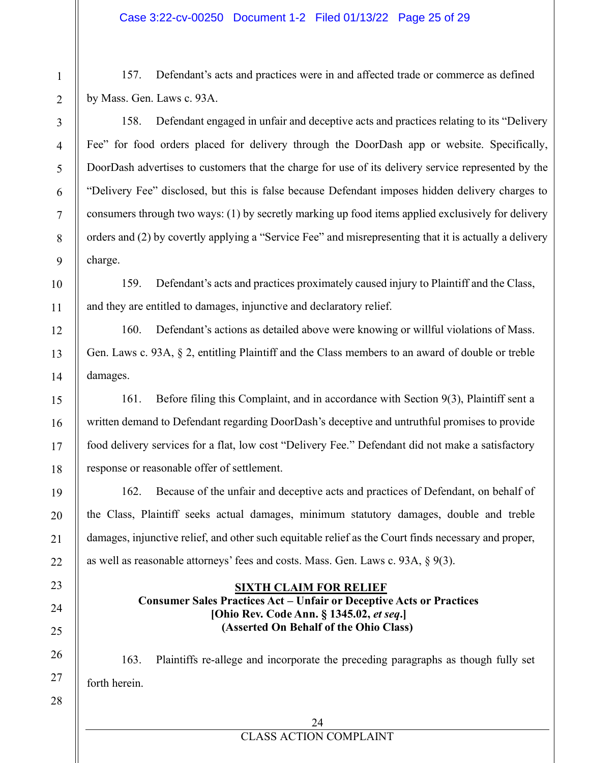157. Defendant's acts and practices were in and affected trade or commerce as defined by Mass. Gen. Laws c. 93A.

158. Defendant engaged in unfair and deceptive acts and practices relating to its "Delivery Fee" for food orders placed for delivery through the DoorDash app or website. Specifically, DoorDash advertises to customers that the charge for use of its delivery service represented by the "Delivery Fee" disclosed, but this is false because Defendant imposes hidden delivery charges to consumers through two ways: (1) by secretly marking up food items applied exclusively for delivery orders and (2) by covertly applying a "Service Fee" and misrepresenting that it is actually a delivery charge.

159. Defendant's acts and practices proximately caused injury to Plaintiff and the Class, and they are entitled to damages, injunctive and declaratory relief.

160. Defendant's actions as detailed above were knowing or willful violations of Mass. Gen. Laws c. 93A, § 2, entitling Plaintiff and the Class members to an award of double or treble damages.

161. Before filing this Complaint, and in accordance with Section 9(3), Plaintiff sent a written demand to Defendant regarding DoorDash's deceptive and untruthful promises to provide food delivery services for a flat, low cost "Delivery Fee." Defendant did not make a satisfactory response or reasonable offer of settlement.

162. Because of the unfair and deceptive acts and practices of Defendant, on behalf of the Class, Plaintiff seeks actual damages, minimum statutory damages, double and treble damages, injunctive relief, and other such equitable relief as the Court finds necessary and proper, as well as reasonable attorneys' fees and costs. Mass. Gen. Laws c. 93A, § 9(3).

## SIXTH CLAIM FOR RELIEF
**Consumer Sales Practices Act – Unfair or Deceptive Acts or Practices**
**[Ohio Rev. Code Ann. § 1345.02, *et seq*.]**
**(Asserted On Behalf of the Ohio Class)**

163. Plaintiffs re-allege and incorporate the preceding paragraphs as though fully set forth herein.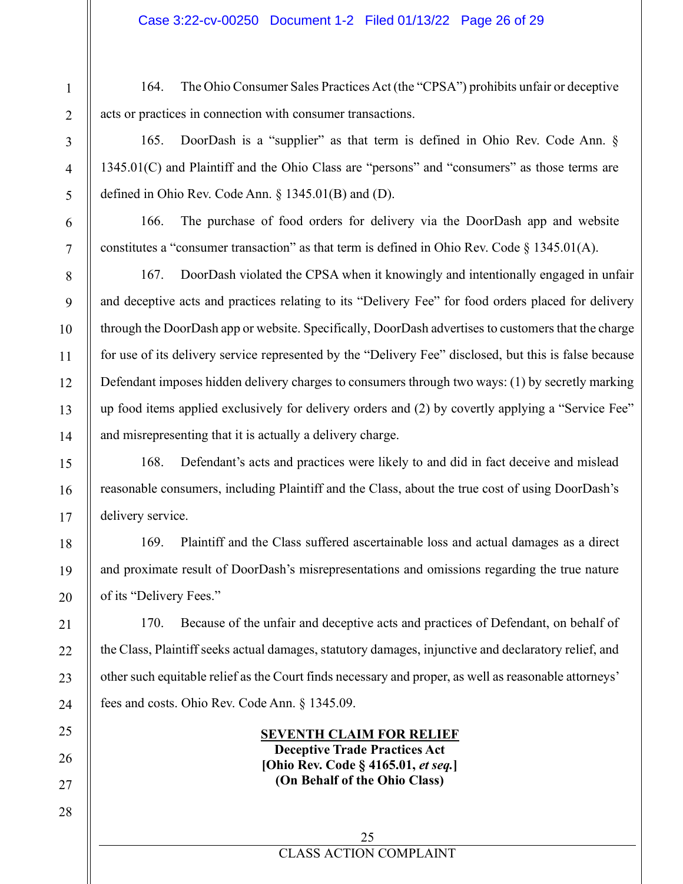164. The Ohio Consumer Sales Practices Act (the "CPSA") prohibits unfair or deceptive acts or practices in connection with consumer transactions.

165. DoorDash is a "supplier" as that term is defined in Ohio Rev. Code Ann. § 1345.01(C) and Plaintiff and the Ohio Class are "persons" and "consumers" as those terms are defined in Ohio Rev. Code Ann. § 1345.01(B) and (D).

166. The purchase of food orders for delivery via the DoorDash app and website constitutes a "consumer transaction" as that term is defined in Ohio Rev. Code § 1345.01(A).

167. DoorDash violated the CPSA when it knowingly and intentionally engaged in unfair and deceptive acts and practices relating to its "Delivery Fee" for food orders placed for delivery through the DoorDash app or website. Specifically, DoorDash advertises to customers that the charge for use of its delivery service represented by the "Delivery Fee" disclosed, but this is false because Defendant imposes hidden delivery charges to consumers through two ways: (1) by secretly marking up food items applied exclusively for delivery orders and (2) by covertly applying a "Service Fee" and misrepresenting that it is actually a delivery charge.

168. Defendant's acts and practices were likely to and did in fact deceive and mislead reasonable consumers, including Plaintiff and the Class, about the true cost of using DoorDash's delivery service.

169. Plaintiff and the Class suffered ascertainable loss and actual damages as a direct and proximate result of DoorDash's misrepresentations and omissions regarding the true nature of its "Delivery Fees."

170. Because of the unfair and deceptive acts and practices of Defendant, on behalf of the Class, Plaintiff seeks actual damages, statutory damages, injunctive and declaratory relief, and other such equitable relief as the Court finds necessary and proper, as well as reasonable attorneys' fees and costs. Ohio Rev. Code Ann. § 1345.09.

**SEVENTH CLAIM FOR RELIEF**
**Deceptive Trade Practices Act**
**[Ohio Rev. Code § 4165.01, *et seq.*]**
**(On Behalf of the Ohio Class)**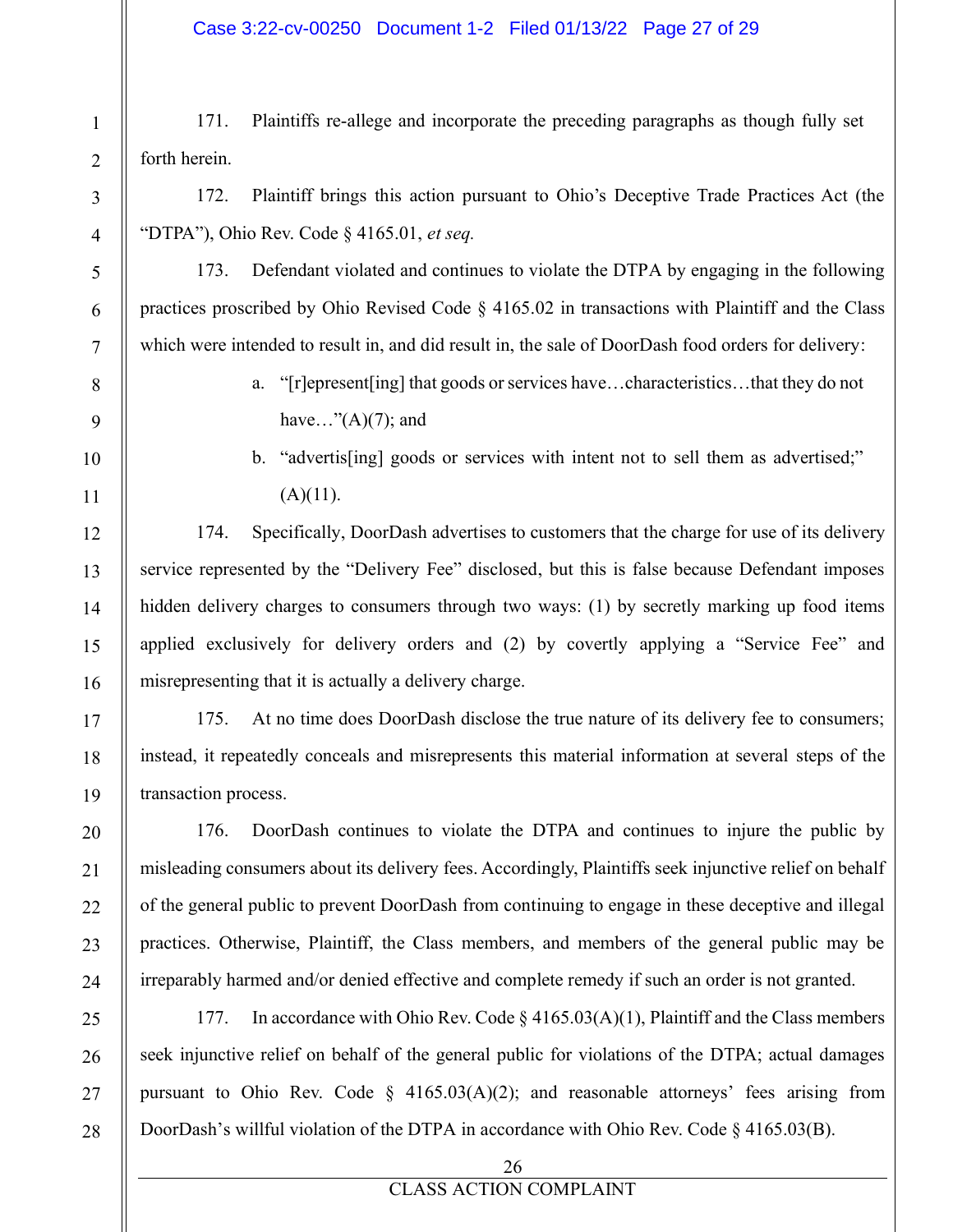171. Plaintiffs re-allege and incorporate the preceding paragraphs as though fully set forth herein.

172. Plaintiff brings this action pursuant to Ohio's Deceptive Trade Practices Act (the "DTPA"), Ohio Rev. Code § 4165.01, *et seq.*

173. Defendant violated and continues to violate the DTPA by engaging in the following practices proscribed by Ohio Revised Code § 4165.02 in transactions with Plaintiff and the Class which were intended to result in, and did result in, the sale of DoorDash food orders for delivery:

a. "[r]epresent[ing] that goods or services have…characteristics…that they do not have…"(A)(7); and

b. "advertis[ing] goods or services with intent not to sell them as advertised;" (A)(11).

174. Specifically, DoorDash advertises to customers that the charge for use of its delivery service represented by the "Delivery Fee" disclosed, but this is false because Defendant imposes hidden delivery charges to consumers through two ways: (1) by secretly marking up food items applied exclusively for delivery orders and (2) by covertly applying a "Service Fee" and misrepresenting that it is actually a delivery charge.

175. At no time does DoorDash disclose the true nature of its delivery fee to consumers; instead, it repeatedly conceals and misrepresents this material information at several steps of the transaction process.

176. DoorDash continues to violate the DTPA and continues to injure the public by misleading consumers about its delivery fees. Accordingly, Plaintiffs seek injunctive relief on behalf of the general public to prevent DoorDash from continuing to engage in these deceptive and illegal practices. Otherwise, Plaintiff, the Class members, and members of the general public may be irreparably harmed and/or denied effective and complete remedy if such an order is not granted.

177. In accordance with Ohio Rev. Code § 4165.03(A)(1), Plaintiff and the Class members seek injunctive relief on behalf of the general public for violations of the DTPA; actual damages pursuant to Ohio Rev. Code § 4165.03(A)(2); and reasonable attorneys' fees arising from DoorDash's willful violation of the DTPA in accordance with Ohio Rev. Code § 4165.03(B).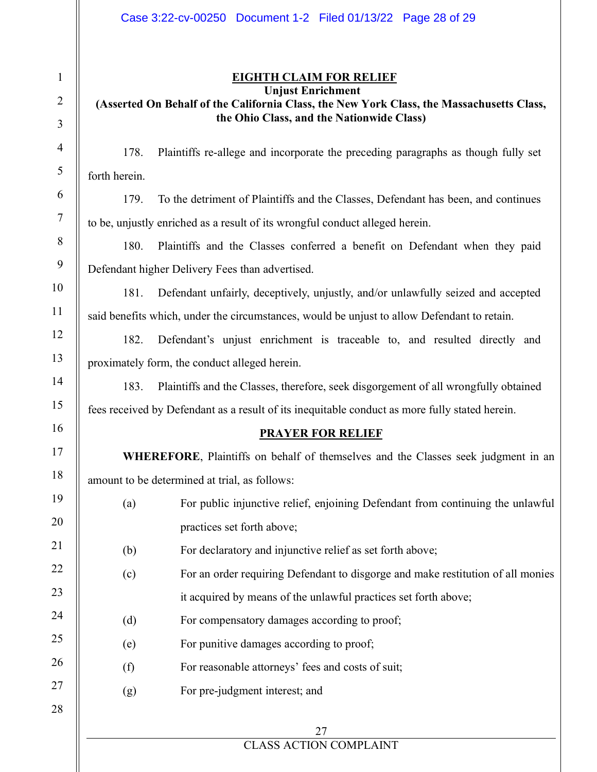## EIGHTH CLAIM FOR RELIEF

**Unjust Enrichment**

**(Asserted On Behalf of the California Class, the New York Class, the Massachusetts Class, the Ohio Class, and the Nationwide Class)**

178. Plaintiffs re-allege and incorporate the preceding paragraphs as though fully set forth herein.

179. To the detriment of Plaintiffs and the Classes, Defendant has been, and continues to be, unjustly enriched as a result of its wrongful conduct alleged herein.

180. Plaintiffs and the Classes conferred a benefit on Defendant when they paid Defendant higher Delivery Fees than advertised.

181. Defendant unfairly, deceptively, unjustly, and/or unlawfully seized and accepted said benefits which, under the circumstances, would be unjust to allow Defendant to retain.

182. Defendant's unjust enrichment is traceable to, and resulted directly and proximately form, the conduct alleged herein.

183. Plaintiffs and the Classes, therefore, seek disgorgement of all wrongfully obtained fees received by Defendant as a result of its inequitable conduct as more fully stated herein.

## PRAYER FOR RELIEF

**WHEREFORE**, Plaintiffs on behalf of themselves and the Classes seek judgment in an amount to be determined at trial, as follows:

(a) For public injunctive relief, enjoining Defendant from continuing the unlawful practices set forth above;

(b) For declaratory and injunctive relief as set forth above;

(c) For an order requiring Defendant to disgorge and make restitution of all monies it acquired by means of the unlawful practices set forth above;

(d) For compensatory damages according to proof;

(e) For punitive damages according to proof;

(f) For reasonable attorneys' fees and costs of suit;

(g) For pre-judgment interest; and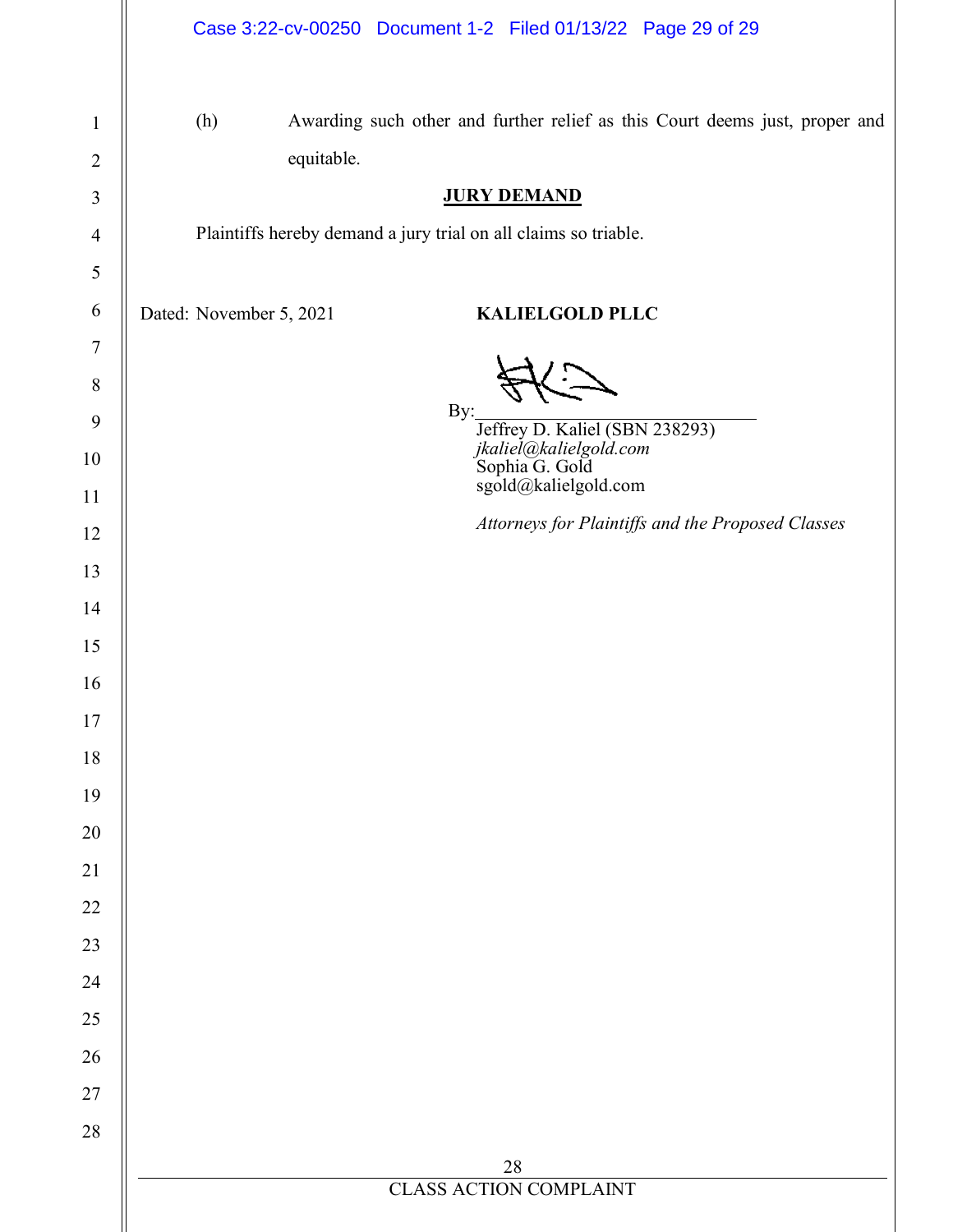(h) Awarding such other and further relief as this Court deems just, proper and equitable.

**JURY DEMAND**

Plaintiffs hereby demand a jury trial on all claims so triable.

Dated: November 5, 2021

**KALIELGOLD PLLC**

By:______________________________

Jeffrey D. Kaliel (SBN 238293)
*jkaliel@kalielgold.com*
Sophia G. Gold
sgold@kalielgold.com

*Attorneys for Plaintiffs and the Proposed Classes*

CLASS ACTION COMPLAINT